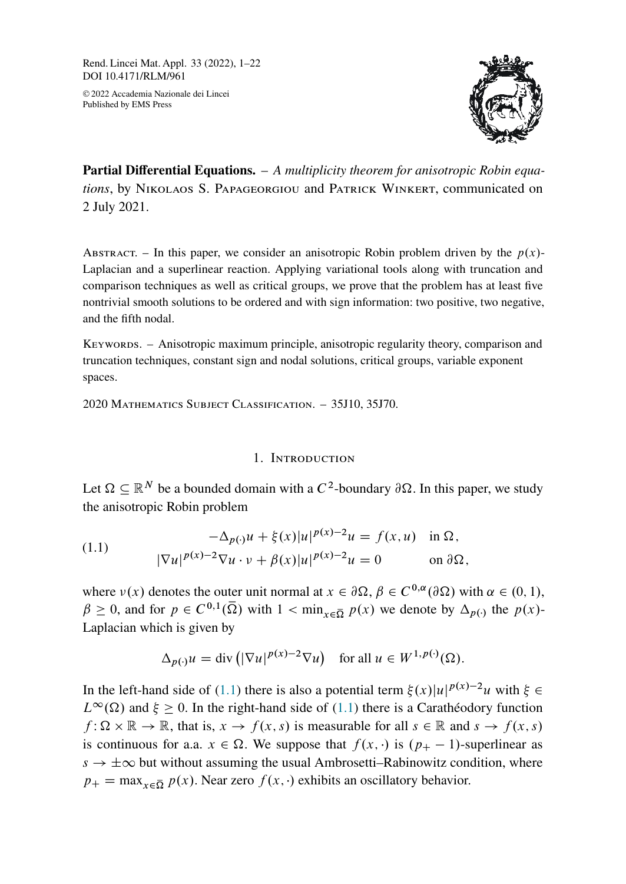Rend. Lincei Mat. Appl. 33 (2022), 1–22
DOI 10.4171/RLM/961

© 2022 Accademia Nazionale dei Lincei
Published by EMS Press

**Partial Differential Equations.** – *A multiplicity theorem for anisotropic Robin equations*, by Nikolaos S. Papageorgiou and Patrick Winkert, communicated on 2 July 2021.

Abstract. – In this paper, we consider an anisotropic Robin problem driven by the $p(x)$-Laplacian and a superlinear reaction. Applying variational tools along with truncation and comparison techniques as well as critical groups, we prove that the problem has at least five nontrivial smooth solutions to be ordered and with sign information: two positive, two negative, and the fifth nodal.

Keywords. – Anisotropic maximum principle, anisotropic regularity theory, comparison and truncation techniques, constant sign and nodal solutions, critical groups, variable exponent spaces.

2020 Mathematics Subject Classification. – 35J10, 35J70.

## 1. Introduction

Let $\Omega \subseteq \mathbb{R}^N$ be a bounded domain with a $C^2$-boundary $\partial\Omega$. In this paper, we study the anisotropic Robin problem

$$
\begin{aligned}
-\Delta_{p(\cdot)} u + \xi(x)|u|^{p(x)-2}u &= f(x,u) \quad \text{in } \Omega, \\
|\nabla u|^{p(x)-2}\nabla u \cdot \nu + \beta(x)|u|^{p(x)-2}u &= 0 \qquad\qquad \text{on } \partial\Omega,
\end{aligned}
\tag{1.1}
$$

where $\nu(x)$ denotes the outer unit normal at $x \in \partial\Omega$, $\beta \in C^{0,\alpha}(\partial\Omega)$ with $\alpha \in (0,1)$, $\beta \geq 0$, and for $p \in C^{0,1}(\overline{\Omega})$ with $1 < \min_{x\in\overline{\Omega}} p(x)$ we denote by $\Delta_{p(\cdot)}$ the $p(x)$-Laplacian which is given by

$$
\Delta_{p(\cdot)} u = \operatorname{div}\left(|\nabla u|^{p(x)-2}\nabla u\right) \quad \text{for all } u \in W^{1,p(\cdot)}(\Omega).
$$

In the left-hand side of (1.1) there is also a potential term $\xi(x)|u|^{p(x)-2}u$ with $\xi \in L^\infty(\Omega)$ and $\xi \geq 0$. In the right-hand side of (1.1) there is a Carathéodory function $f\colon \Omega \times \mathbb{R} \to \mathbb{R}$, that is, $x \to f(x,s)$ is measurable for all $s \in \mathbb{R}$ and $s \to f(x,s)$ is continuous for a.a. $x \in \Omega$. We suppose that $f(x,\cdot)$ is $(p_+ - 1)$-superlinear as $s \to \pm\infty$ but without assuming the usual Ambrosetti–Rabinowitz condition, where $p_+ = \max_{x\in\overline{\Omega}} p(x)$. Near zero $f(x,\cdot)$ exhibits an oscillatory behavior.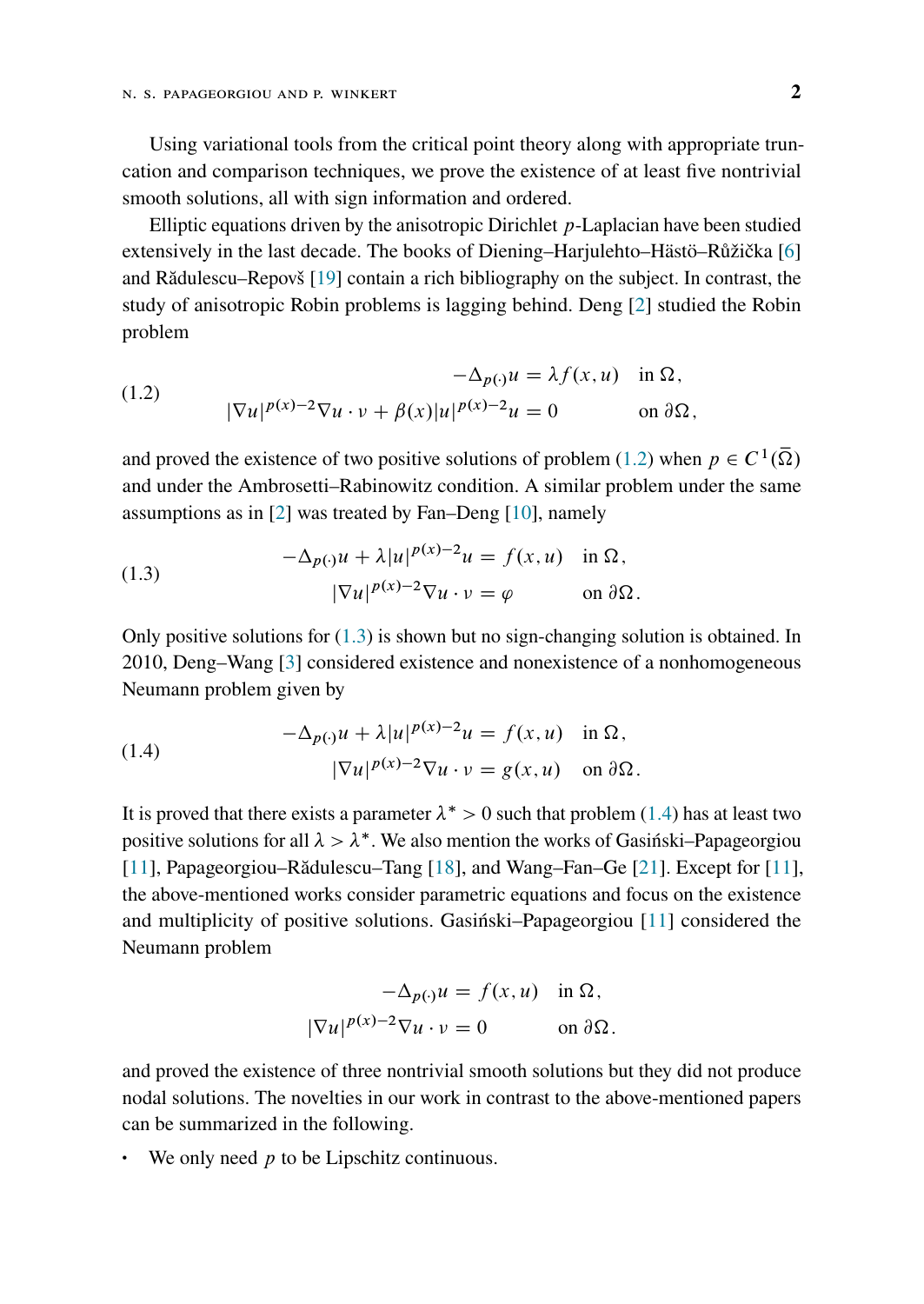Using variational tools from the critical point theory along with appropriate truncation and comparison techniques, we prove the existence of at least five nontrivial smooth solutions, all with sign information and ordered.

Elliptic equations driven by the anisotropic Dirichlet $p$-Laplacian have been studied extensively in the last decade. The books of Diening–Harjulehto–Hästö–Růžička [6] and Rădulescu–Repovš [19] contain a rich bibliography on the subject. In contrast, the study of anisotropic Robin problems is lagging behind. Deng [2] studied the Robin problem

$$
\begin{aligned}
-\Delta_{p(\cdot)} u &= \lambda f(x,u) \quad \text{in } \Omega, \\
|\nabla u|^{p(x)-2}\nabla u \cdot \nu + \beta(x)|u|^{p(x)-2}u &= 0 \quad \text{on } \partial\Omega,
\end{aligned}
\tag{1.2}
$$

and proved the existence of two positive solutions of problem (1.2) when $p \in C^1(\overline{\Omega})$ and under the Ambrosetti–Rabinowitz condition. A similar problem under the same assumptions as in [2] was treated by Fan–Deng [10], namely

$$
\begin{aligned}
-\Delta_{p(\cdot)} u + \lambda |u|^{p(x)-2}u &= f(x,u) \quad \text{in } \Omega, \\
|\nabla u|^{p(x)-2}\nabla u \cdot \nu &= \varphi \quad \text{on } \partial\Omega.
\end{aligned}
\tag{1.3}
$$

Only positive solutions for (1.3) is shown but no sign-changing solution is obtained. In 2010, Deng–Wang [3] considered existence and nonexistence of a nonhomogeneous Neumann problem given by

$$
\begin{aligned}
-\Delta_{p(\cdot)} u + \lambda |u|^{p(x)-2}u &= f(x,u) \quad \text{in } \Omega, \\
|\nabla u|^{p(x)-2}\nabla u \cdot \nu &= g(x,u) \quad \text{on } \partial\Omega.
\end{aligned}
\tag{1.4}
$$

It is proved that there exists a parameter $\lambda^* > 0$ such that problem (1.4) has at least two positive solutions for all $\lambda > \lambda^*$. We also mention the works of Gasiński–Papageorgiou [11], Papageorgiou–Rădulescu–Tang [18], and Wang–Fan–Ge [21]. Except for [11], the above-mentioned works consider parametric equations and focus on the existence and multiplicity of positive solutions. Gasiński–Papageorgiou [11] considered the Neumann problem

$$
\begin{aligned}
-\Delta_{p(\cdot)} u &= f(x,u) \quad \text{in } \Omega, \\
|\nabla u|^{p(x)-2}\nabla u \cdot \nu &= 0 \quad \text{on } \partial\Omega.
\end{aligned}
$$

and proved the existence of three nontrivial smooth solutions but they did not produce nodal solutions. The novelties in our work in contrast to the above-mentioned papers can be summarized in the following.

- We only need $p$ to be Lipschitz continuous.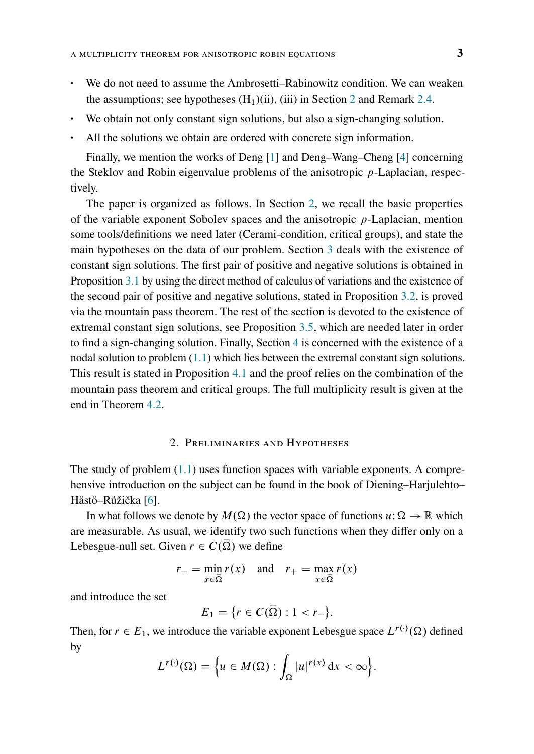- We do not need to assume the Ambrosetti–Rabinowitz condition. We can weaken the assumptions; see hypotheses $(\mathrm{H}_1)$(ii), (iii) in Section 2 and Remark 2.4.
- We obtain not only constant sign solutions, but also a sign-changing solution.
- All the solutions we obtain are ordered with concrete sign information.

Finally, we mention the works of Deng [1] and Deng–Wang–Cheng [4] concerning the Steklov and Robin eigenvalue problems of the anisotropic $p$-Laplacian, respectively.

The paper is organized as follows. In Section 2, we recall the basic properties of the variable exponent Sobolev spaces and the anisotropic $p$-Laplacian, mention some tools/definitions we need later (Cerami-condition, critical groups), and state the main hypotheses on the data of our problem. Section 3 deals with the existence of constant sign solutions. The first pair of positive and negative solutions is obtained in Proposition 3.1 by using the direct method of calculus of variations and the existence of the second pair of positive and negative solutions, stated in Proposition 3.2, is proved via the mountain pass theorem. The rest of the section is devoted to the existence of extremal constant sign solutions, see Proposition 3.5, which are needed later in order to find a sign-changing solution. Finally, Section 4 is concerned with the existence of a nodal solution to problem (1.1) which lies between the extremal constant sign solutions. This result is stated in Proposition 4.1 and the proof relies on the combination of the mountain pass theorem and critical groups. The full multiplicity result is given at the end in Theorem 4.2.

## 2. Preliminaries and Hypotheses

The study of problem (1.1) uses function spaces with variable exponents. A comprehensive introduction on the subject can be found in the book of Diening–Harjulehto–Hästö–Růžička [6].

In what follows we denote by $M(\Omega)$ the vector space of functions $u\colon \Omega \to \mathbb{R}$ which are measurable. As usual, we identify two such functions when they differ only on a Lebesgue-null set. Given $r \in C(\overline{\Omega})$ we define

$$r_- = \min_{x\in\overline{\Omega}} r(x) \quad \text{and} \quad r_+ = \max_{x\in\overline{\Omega}} r(x)$$

and introduce the set

$$E_1 = \left\{ r \in C(\overline{\Omega}) : 1 < r_- \right\}.$$

Then, for $r \in E_1$, we introduce the variable exponent Lebesgue space $L^{r(\cdot)}(\Omega)$ defined by

$$L^{r(\cdot)}(\Omega) = \left\{ u \in M(\Omega) : \int_\Omega |u|^{r(x)}\,\mathrm{d}x < \infty \right\}.$$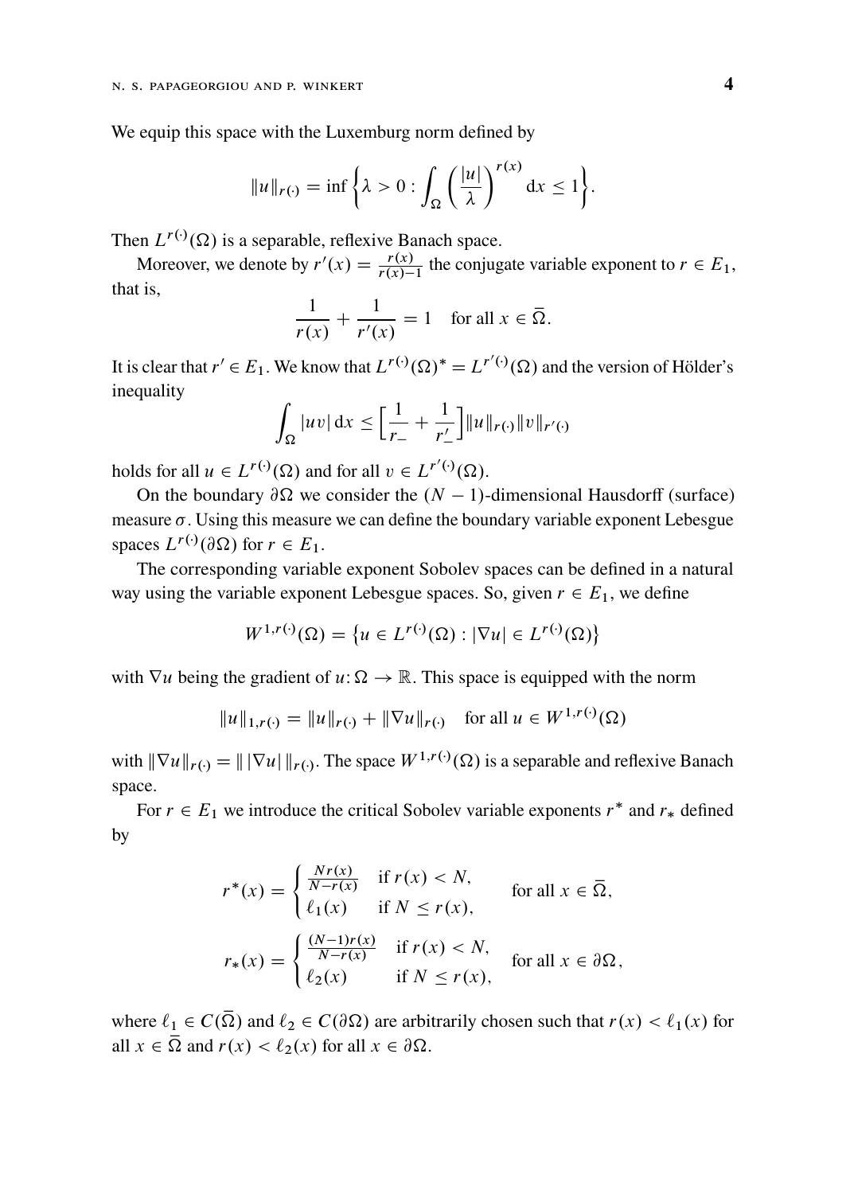We equip this space with the Luxemburg norm defined by

$$\|u\|_{r(\cdot)} = \inf\left\{\lambda > 0 : \int_\Omega \left(\frac{|u|}{\lambda}\right)^{r(x)} \mathrm{d}x \leq 1\right\}.$$

Then $L^{r(\cdot)}(\Omega)$ is a separable, reflexive Banach space.

Moreover, we denote by $r'(x) = \frac{r(x)}{r(x)-1}$ the conjugate variable exponent to $r \in E_1$, that is,

$$\frac{1}{r(x)} + \frac{1}{r'(x)} = 1 \quad \text{for all } x \in \overline{\Omega}.$$

It is clear that $r' \in E_1$. We know that $L^{r(\cdot)}(\Omega)^* = L^{r'(\cdot)}(\Omega)$ and the version of Hölder's inequality

$$\int_\Omega |uv| \, \mathrm{d}x \leq \left[\frac{1}{r_-} + \frac{1}{r'_-}\right] \|u\|_{r(\cdot)} \|v\|_{r'(\cdot)}$$

holds for all $u \in L^{r(\cdot)}(\Omega)$ and for all $v \in L^{r'(\cdot)}(\Omega)$.

On the boundary $\partial\Omega$ we consider the $(N-1)$-dimensional Hausdorff (surface) measure $\sigma$. Using this measure we can define the boundary variable exponent Lebesgue spaces $L^{r(\cdot)}(\partial\Omega)$ for $r \in E_1$.

The corresponding variable exponent Sobolev spaces can be defined in a natural way using the variable exponent Lebesgue spaces. So, given $r \in E_1$, we define

$$W^{1,r(\cdot)}(\Omega) = \left\{u \in L^{r(\cdot)}(\Omega) : |\nabla u| \in L^{r(\cdot)}(\Omega)\right\}$$

with $\nabla u$ being the gradient of $u \colon \Omega \to \mathbb{R}$. This space is equipped with the norm

$$\|u\|_{1,r(\cdot)} = \|u\|_{r(\cdot)} + \|\nabla u\|_{r(\cdot)} \quad \text{for all } u \in W^{1,r(\cdot)}(\Omega)$$

with $\|\nabla u\|_{r(\cdot)} = \| \, |\nabla u| \, \|_{r(\cdot)}$. The space $W^{1,r(\cdot)}(\Omega)$ is a separable and reflexive Banach space.

For $r \in E_1$ we introduce the critical Sobolev variable exponents $r^*$ and $r_*$ defined by

$$r^*(x) = \begin{cases} \frac{Nr(x)}{N-r(x)} & \text{if } r(x) < N, \\ \ell_1(x) & \text{if } N \leq r(x), \end{cases} \qquad \text{for all } x \in \overline{\Omega},$$

$$r_*(x) = \begin{cases} \frac{(N-1)r(x)}{N-r(x)} & \text{if } r(x) < N, \\ \ell_2(x) & \text{if } N \leq r(x), \end{cases} \qquad \text{for all } x \in \partial\Omega,$$

where $\ell_1 \in C(\overline{\Omega})$ and $\ell_2 \in C(\partial\Omega)$ are arbitrarily chosen such that $r(x) < \ell_1(x)$ for all $x \in \overline{\Omega}$ and $r(x) < \ell_2(x)$ for all $x \in \partial\Omega$.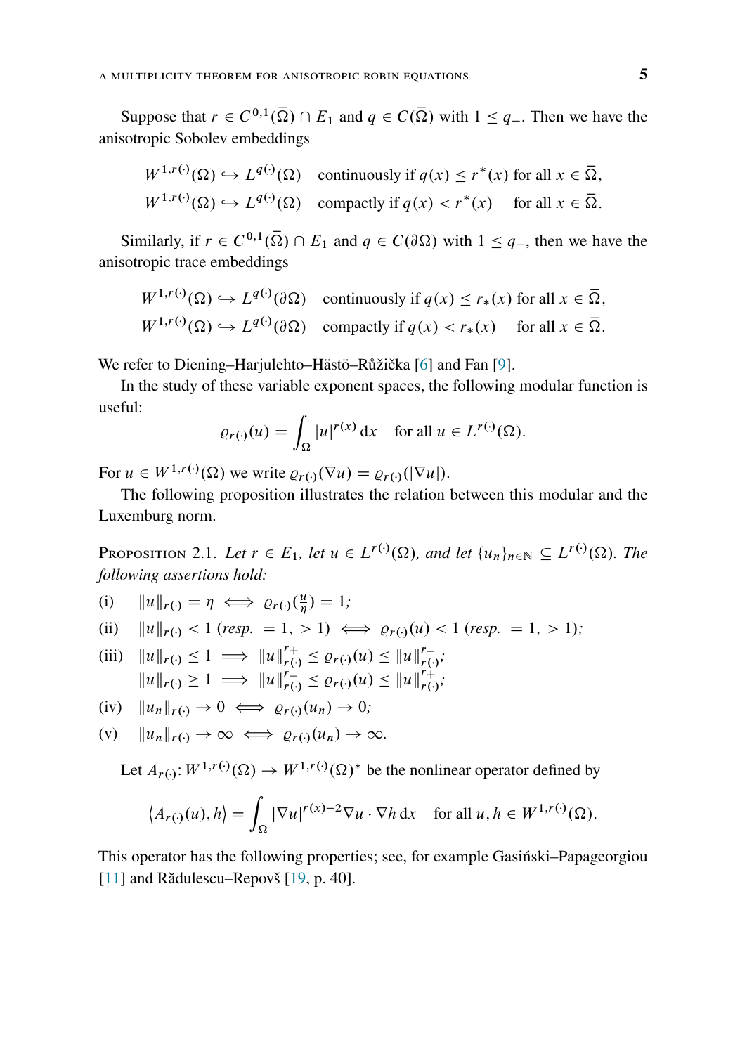Suppose that $r \in C^{0,1}(\bar{\Omega}) \cap E_1$ and $q \in C(\bar{\Omega})$ with $1 \leq q_-$. Then we have the anisotropic Sobolev embeddings

$$
\begin{aligned}
W^{1,r(\cdot)}(\Omega) &\hookrightarrow L^{q(\cdot)}(\Omega) \quad \text{continuously if } q(x) \leq r^*(x) \text{ for all } x \in \bar{\Omega},\\
W^{1,r(\cdot)}(\Omega) &\hookrightarrow L^{q(\cdot)}(\Omega) \quad \text{compactly if } q(x) < r^*(x) \quad \text{ for all } x \in \bar{\Omega}.
\end{aligned}
$$

Similarly, if $r \in C^{0,1}(\bar{\Omega}) \cap E_1$ and $q \in C(\partial\Omega)$ with $1 \leq q_-$, then we have the anisotropic trace embeddings

$$
\begin{aligned}
W^{1,r(\cdot)}(\Omega) &\hookrightarrow L^{q(\cdot)}(\partial\Omega) \quad \text{continuously if } q(x) \leq r_*(x) \text{ for all } x \in \bar{\Omega},\\
W^{1,r(\cdot)}(\Omega) &\hookrightarrow L^{q(\cdot)}(\partial\Omega) \quad \text{compactly if } q(x) < r_*(x) \quad \text{ for all } x \in \bar{\Omega}.
\end{aligned}
$$

We refer to Diening–Harjulehto–Hästö–Růžička [6] and Fan [9].

In the study of these variable exponent spaces, the following modular function is useful:

$$
\varrho_{r(\cdot)}(u) = \int_\Omega |u|^{r(x)} \, \mathrm{d}x \quad \text{for all } u \in L^{r(\cdot)}(\Omega).
$$

For $u \in W^{1,r(\cdot)}(\Omega)$ we write $\varrho_{r(\cdot)}(\nabla u) = \varrho_{r(\cdot)}(|\nabla u|)$.

The following proposition illustrates the relation between this modular and the Luxemburg norm.

Proposition 2.1. *Let $r \in E_1$, let $u \in L^{r(\cdot)}(\Omega)$, and let $\{u_n\}_{n\in\mathbb{N}} \subseteq L^{r(\cdot)}(\Omega)$. The following assertions hold:*

(i) $\|u\|_{r(\cdot)} = \eta \iff \varrho_{r(\cdot)}(\frac{u}{\eta}) = 1$;

(ii) $\|u\|_{r(\cdot)} < 1$ (*resp.* $= 1$, $> 1$) $\iff \varrho_{r(\cdot)}(u) < 1$ (*resp.* $= 1$, $> 1$);

(iii) $\|u\|_{r(\cdot)} \leq 1 \implies \|u\|_{r(\cdot)}^{r_+} \leq \varrho_{r(\cdot)}(u) \leq \|u\|_{r(\cdot)}^{r_-}$;
$\|u\|_{r(\cdot)} \geq 1 \implies \|u\|_{r(\cdot)}^{r_-} \leq \varrho_{r(\cdot)}(u) \leq \|u\|_{r(\cdot)}^{r_+}$;

(iv) $\|u_n\|_{r(\cdot)} \to 0 \iff \varrho_{r(\cdot)}(u_n) \to 0$;

(v) $\|u_n\|_{r(\cdot)} \to \infty \iff \varrho_{r(\cdot)}(u_n) \to \infty$.

Let $A_{r(\cdot)} \colon W^{1,r(\cdot)}(\Omega) \to W^{1,r(\cdot)}(\Omega)^*$ be the nonlinear operator defined by

$$
\langle A_{r(\cdot)}(u), h \rangle = \int_\Omega |\nabla u|^{r(x)-2} \nabla u \cdot \nabla h \, \mathrm{d}x \quad \text{for all } u, h \in W^{1,r(\cdot)}(\Omega).
$$

This operator has the following properties; see, for example Gasiński–Papageorgiou [11] and Rădulescu–Repovš [19, p. 40].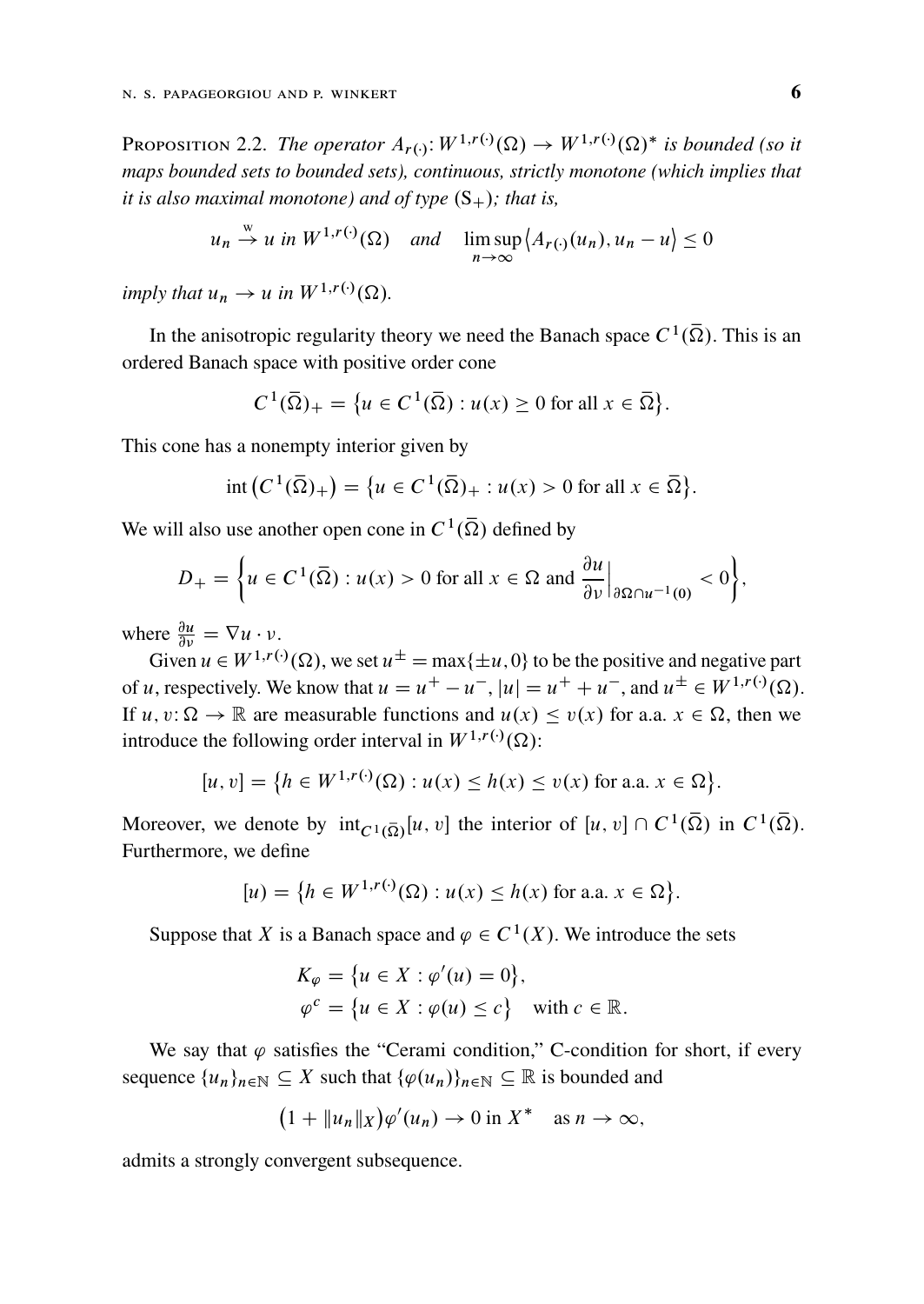Proposition 2.2. *The operator $A_{r(\cdot)}\colon W^{1,r(\cdot)}(\Omega) \to W^{1,r(\cdot)}(\Omega)^*$ is bounded (so it maps bounded sets to bounded sets), continuous, strictly monotone (which implies that it is also maximal monotone) and of type* $(\mathrm{S}_+)$*; that is,*

$$u_n \overset{\mathrm{w}}{\to} u \text{ in } W^{1,r(\cdot)}(\Omega) \quad \text{and} \quad \limsup_{n\to\infty} \left\langle A_{r(\cdot)}(u_n), u_n - u \right\rangle \le 0$$

*imply that $u_n \to u$ in $W^{1,r(\cdot)}(\Omega)$.*

In the anisotropic regularity theory we need the Banach space $C^1(\overline{\Omega})$. This is an ordered Banach space with positive order cone

$$C^1(\overline{\Omega})_+ = \left\{ u \in C^1(\overline{\Omega}) : u(x) \ge 0 \text{ for all } x \in \overline{\Omega} \right\}.$$

This cone has a nonempty interior given by

$$\operatorname{int}\left(C^1(\overline{\Omega})_+\right) = \left\{ u \in C^1(\overline{\Omega})_+ : u(x) > 0 \text{ for all } x \in \overline{\Omega} \right\}.$$

We will also use another open cone in $C^1(\overline{\Omega})$ defined by

$$D_+ = \left\{ u \in C^1(\overline{\Omega}) : u(x) > 0 \text{ for all } x \in \Omega \text{ and } \frac{\partial u}{\partial \nu}\Big|_{\partial\Omega \cap u^{-1}(0)} < 0 \right\},$$

where $\frac{\partial u}{\partial \nu} = \nabla u \cdot \nu$.

Given $u \in W^{1,r(\cdot)}(\Omega)$, we set $u^{\pm} = \max\{\pm u, 0\}$ to be the positive and negative part of $u$, respectively. We know that $u = u^+ - u^-$, $|u| = u^+ + u^-$, and $u^{\pm} \in W^{1,r(\cdot)}(\Omega)$. If $u, v\colon \Omega \to \mathbb{R}$ are measurable functions and $u(x) \le v(x)$ for a.a. $x \in \Omega$, then we introduce the following order interval in $W^{1,r(\cdot)}(\Omega)$:

$$[u, v] = \left\{ h \in W^{1,r(\cdot)}(\Omega) : u(x) \le h(x) \le v(x) \text{ for a.a. } x \in \Omega \right\}.$$

Moreover, we denote by $\operatorname{int}_{C^1(\overline{\Omega})}[u, v]$ the interior of $[u, v] \cap C^1(\overline{\Omega})$ in $C^1(\overline{\Omega})$. Furthermore, we define

$$[u) = \left\{ h \in W^{1,r(\cdot)}(\Omega) : u(x) \le h(x) \text{ for a.a. } x \in \Omega \right\}.$$

Suppose that $X$ is a Banach space and $\varphi \in C^1(X)$. We introduce the sets

$$\begin{aligned}
K_\varphi &= \left\{ u \in X : \varphi'(u) = 0 \right\}, \\
\varphi^c &= \left\{ u \in X : \varphi(u) \le c \right\} \quad \text{with } c \in \mathbb{R}.
\end{aligned}$$

We say that $\varphi$ satisfies the "Cerami condition," C-condition for short, if every sequence $\{u_n\}_{n\in\mathbb{N}} \subseteq X$ such that $\{\varphi(u_n)\}_{n\in\mathbb{N}} \subseteq \mathbb{R}$ is bounded and

$$\left(1 + \|u_n\|_X\right)\varphi'(u_n) \to 0 \text{ in } X^* \quad \text{as } n \to \infty,$$

admits a strongly convergent subsequence.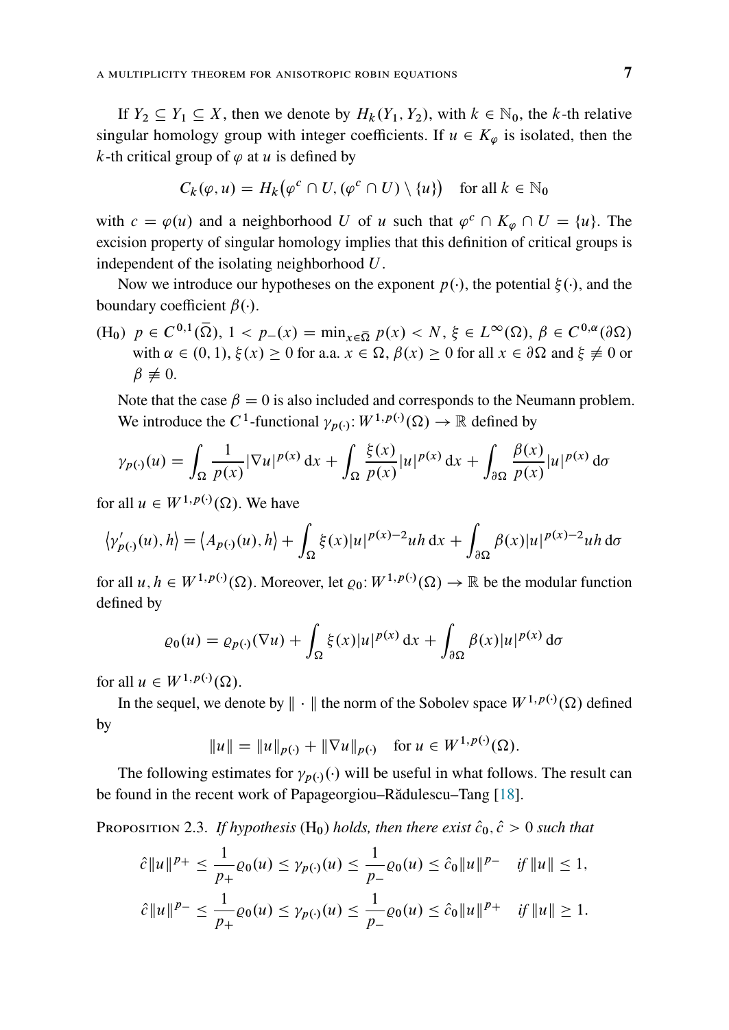If $Y_2 \subseteq Y_1 \subseteq X$, then we denote by $H_k(Y_1, Y_2)$, with $k \in \mathbb{N}_0$, the $k$-th relative singular homology group with integer coefficients. If $u \in K_\varphi$ is isolated, then the $k$-th critical group of $\varphi$ at $u$ is defined by

$$C_k(\varphi, u) = H_k\big(\varphi^c \cap U, (\varphi^c \cap U) \setminus \{u\}\big) \quad \text{for all } k \in \mathbb{N}_0$$

with $c = \varphi(u)$ and a neighborhood $U$ of $u$ such that $\varphi^c \cap K_\varphi \cap U = \{u\}$. The excision property of singular homology implies that this definition of critical groups is independent of the isolating neighborhood $U$.

Now we introduce our hypotheses on the exponent $p(\cdot)$, the potential $\xi(\cdot)$, and the boundary coefficient $\beta(\cdot)$.

(H$_0$) $p \in C^{0,1}(\bar{\Omega})$, $1 < p_-(x) = \min_{x\in\bar{\Omega}} p(x) < N$, $\xi \in L^\infty(\Omega)$, $\beta \in C^{0,\alpha}(\partial\Omega)$ with $\alpha \in (0,1)$, $\xi(x) \geq 0$ for a.a. $x \in \Omega$, $\beta(x) \geq 0$ for all $x \in \partial\Omega$ and $\xi \not\equiv 0$ or $\beta \not\equiv 0$.

Note that the case $\beta = 0$ is also included and corresponds to the Neumann problem. We introduce the $C^1$-functional $\gamma_{p(\cdot)} \colon W^{1,p(\cdot)}(\Omega) \to \mathbb{R}$ defined by

$$\gamma_{p(\cdot)}(u) = \int_\Omega \frac{1}{p(x)} |\nabla u|^{p(x)}\, dx + \int_\Omega \frac{\xi(x)}{p(x)} |u|^{p(x)}\, dx + \int_{\partial\Omega} \frac{\beta(x)}{p(x)} |u|^{p(x)}\, d\sigma$$

for all $u \in W^{1,p(\cdot)}(\Omega)$. We have

$$\left\langle \gamma'_{p(\cdot)}(u), h\right\rangle = \left\langle A_{p(\cdot)}(u), h\right\rangle + \int_\Omega \xi(x)|u|^{p(x)-2}uh\, dx + \int_{\partial\Omega} \beta(x)|u|^{p(x)-2}uh\, d\sigma$$

for all $u, h \in W^{1,p(\cdot)}(\Omega)$. Moreover, let $\varrho_0 \colon W^{1,p(\cdot)}(\Omega) \to \mathbb{R}$ be the modular function defined by

$$\varrho_0(u) = \varrho_{p(\cdot)}(\nabla u) + \int_\Omega \xi(x)|u|^{p(x)}\, dx + \int_{\partial\Omega} \beta(x)|u|^{p(x)}\, d\sigma$$

for all $u \in W^{1,p(\cdot)}(\Omega)$.

In the sequel, we denote by $\|\cdot\|$ the norm of the Sobolev space $W^{1,p(\cdot)}(\Omega)$ defined by

$$\|u\| = \|u\|_{p(\cdot)} + \|\nabla u\|_{p(\cdot)} \quad \text{for } u \in W^{1,p(\cdot)}(\Omega).$$

The following estimates for $\gamma_{p(\cdot)}(\cdot)$ will be useful in what follows. The result can be found in the recent work of Papageorgiou–Rădulescu–Tang [18].

Proposition 2.3. *If hypothesis* (H$_0$) *holds, then there exist* $\hat{c}_0, \hat{c} > 0$ *such that*

$$\hat{c}\|u\|^{p_+} \leq \frac{1}{p_+}\varrho_0(u) \leq \gamma_{p(\cdot)}(u) \leq \frac{1}{p_-}\varrho_0(u) \leq \hat{c}_0\|u\|^{p_-} \quad \textit{if } \|u\| \leq 1,$$

$$\hat{c}\|u\|^{p_-} \leq \frac{1}{p_+}\varrho_0(u) \leq \gamma_{p(\cdot)}(u) \leq \frac{1}{p_-}\varrho_0(u) \leq \hat{c}_0\|u\|^{p_+} \quad \textit{if } \|u\| \geq 1.$$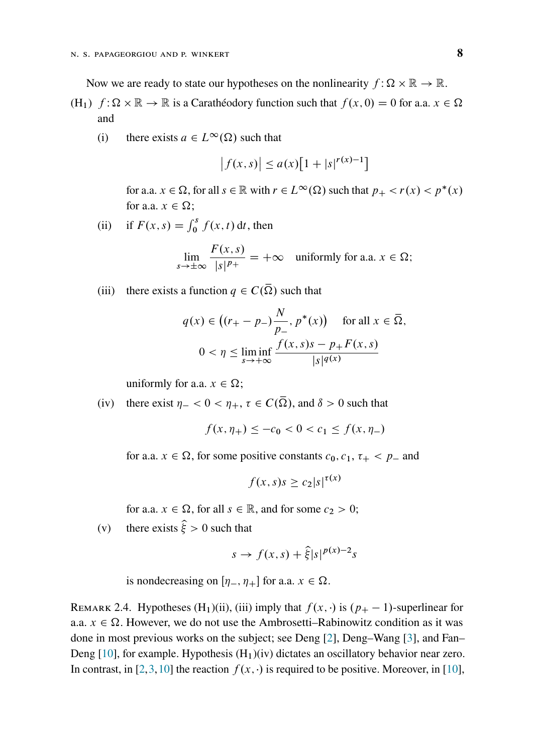Now we are ready to state our hypotheses on the nonlinearity $f\colon \Omega \times \mathbb{R} \to \mathbb{R}$.

($\mathrm{H}_1$) $f\colon \Omega \times \mathbb{R} \to \mathbb{R}$ is a Carathéodory function such that $f(x,0) = 0$ for a.a. $x \in \Omega$ and

(i) there exists $a \in L^\infty(\Omega)$ such that

$$\left| f(x,s) \right| \leq a(x)\left[1 + |s|^{r(x)-1}\right]$$

for a.a. $x \in \Omega$, for all $s \in \mathbb{R}$ with $r \in L^\infty(\Omega)$ such that $p_+ < r(x) < p^*(x)$ for a.a. $x \in \Omega$;

(ii) if $F(x,s) = \int_0^s f(x,t)\,\mathrm{d}t$, then

$$\lim_{s \to \pm\infty} \frac{F(x,s)}{|s|^{p_+}} = +\infty \quad \text{uniformly for a.a. } x \in \Omega;$$

(iii) there exists a function $q \in C(\overline{\Omega})$ such that

$$q(x) \in \left((r_+ - p_-)\frac{N}{p_-}, p^*(x)\right) \quad \text{for all } x \in \overline{\Omega},$$

$$0 < \eta \leq \liminf_{s \to +\infty} \frac{f(x,s)s - p_+ F(x,s)}{|s|^{q(x)}}$$

uniformly for a.a. $x \in \Omega$;

(iv) there exist $\eta_- < 0 < \eta_+$, $\tau \in C(\overline{\Omega})$, and $\delta > 0$ such that

$$f(x,\eta_+) \leq -c_0 < 0 < c_1 \leq f(x,\eta_-)$$

for a.a. $x \in \Omega$, for some positive constants $c_0, c_1$, $\tau_+ < p_-$ and

$$f(x,s)s \geq c_2 |s|^{\tau(x)}$$

for a.a. $x \in \Omega$, for all $s \in \mathbb{R}$, and for some $c_2 > 0$;

(v) there exists $\hat{\xi} > 0$ such that

$$s \to f(x,s) + \hat{\xi}|s|^{p(x)-2}s$$

is nondecreasing on $[\eta_-, \eta_+]$ for a.a. $x \in \Omega$.

Remark 2.4. Hypotheses ($\mathrm{H}_1$)(ii), (iii) imply that $f(x,\cdot)$ is $(p_+ - 1)$-superlinear for a.a. $x \in \Omega$. However, we do not use the Ambrosetti–Rabinowitz condition as it was done in most previous works on the subject; see Deng [2], Deng–Wang [3], and Fan–Deng [10], for example. Hypothesis ($\mathrm{H}_1$)(iv) dictates an oscillatory behavior near zero. In contrast, in [2,3,10] the reaction $f(x,\cdot)$ is required to be positive. Moreover, in [10],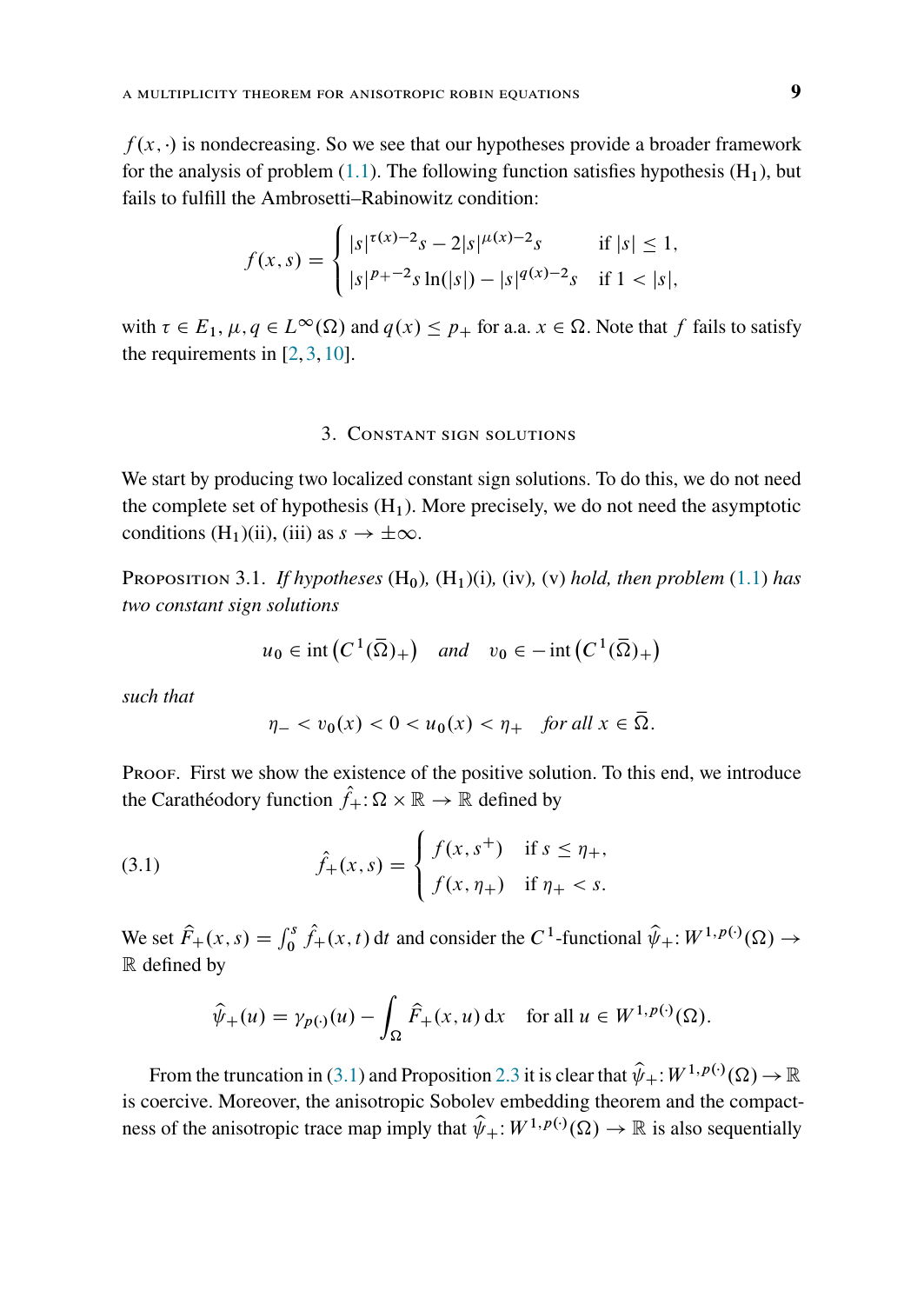$f(x,\cdot)$ is nondecreasing. So we see that our hypotheses provide a broader framework for the analysis of problem (1.1). The following function satisfies hypothesis $(\mathrm{H}_1)$, but fails to fulfill the Ambrosetti–Rabinowitz condition:

$$
f(x,s) = \begin{cases} |s|^{\tau(x)-2}s - 2|s|^{\mu(x)-2}s & \text{if } |s| \le 1, \\ |s|^{p_+-2}s\ln(|s|) - |s|^{q(x)-2}s & \text{if } 1 < |s|, \end{cases}
$$

with $\tau \in E_1$, $\mu, q \in L^\infty(\Omega)$ and $q(x) \le p_+$ for a.a. $x \in \Omega$. Note that $f$ fails to satisfy the requirements in [2, 3, 10].

## 3. Constant sign solutions

We start by producing two localized constant sign solutions. To do this, we do not need the complete set of hypothesis $(\mathrm{H}_1)$. More precisely, we do not need the asymptotic conditions $(\mathrm{H}_1)$(ii), (iii) as $s \to \pm\infty$.

Proposition 3.1. *If hypotheses* $(\mathrm{H}_0)$*,* $(\mathrm{H}_1)$(i)*,* (iv)*,* (v) *hold, then problem* (1.1) *has two constant sign solutions*

$$
u_0 \in \operatorname{int}\left(C^1(\overline{\Omega})_+\right) \quad \textit{and} \quad v_0 \in -\operatorname{int}\left(C^1(\overline{\Omega})_+\right)
$$

*such that*

$$
\eta_- < v_0(x) < 0 < u_0(x) < \eta_+ \quad \textit{for all } x \in \overline{\Omega}.
$$

Proof. First we show the existence of the positive solution. To this end, we introduce the Carathéodory function $\hat{f}_+ \colon \Omega \times \mathbb{R} \to \mathbb{R}$ defined by

$$
\hat{f}_+(x,s) = \begin{cases} f(x,s^+) & \text{if } s \le \eta_+, \\ f(x,\eta_+) & \text{if } \eta_+ < s. \end{cases} \tag{3.1}
$$

We set $\widehat{F}_+(x,s) = \int_0^s \hat{f}_+(x,t)\,\mathrm{d}t$ and consider the $C^1$-functional $\widehat{\psi}_+ \colon W^{1,p(\cdot)}(\Omega) \to \mathbb{R}$ defined by

$$
\widehat{\psi}_+(u) = \gamma_{p(\cdot)}(u) - \int_\Omega \widehat{F}_+(x,u)\,\mathrm{d}x \quad \text{for all } u \in W^{1,p(\cdot)}(\Omega).
$$

From the truncation in (3.1) and Proposition 2.3 it is clear that $\widehat{\psi}_+ \colon W^{1,p(\cdot)}(\Omega) \to \mathbb{R}$ is coercive. Moreover, the anisotropic Sobolev embedding theorem and the compactness of the anisotropic trace map imply that $\widehat{\psi}_+ \colon W^{1,p(\cdot)}(\Omega) \to \mathbb{R}$ is also sequentially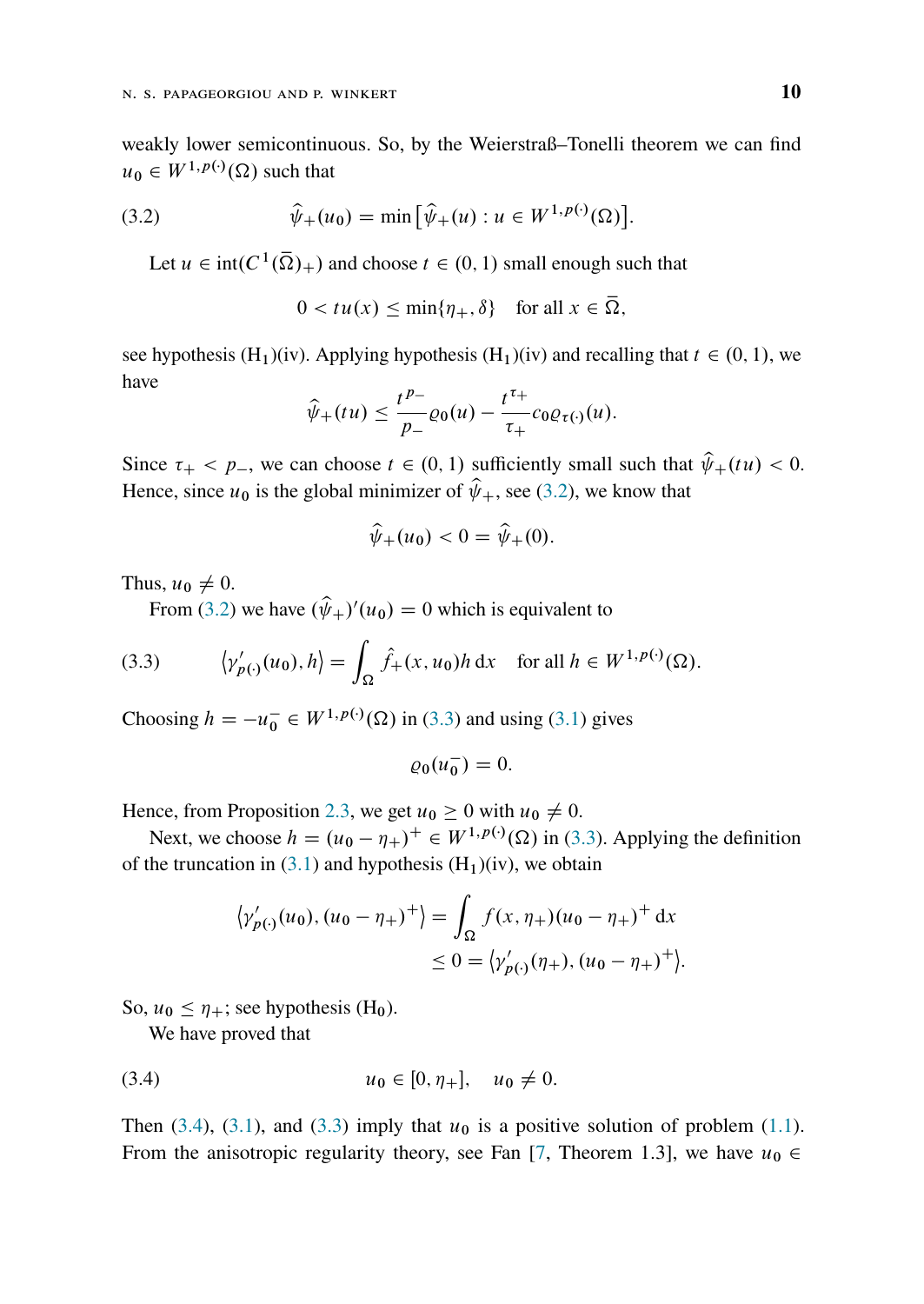weakly lower semicontinuous. So, by the Weierstraß–Tonelli theorem we can find $u_0 \in W^{1,p(\cdot)}(\Omega)$ such that

$$
\hat{\psi}_+(u_0) = \min\left[\hat{\psi}_+(u) : u \in W^{1,p(\cdot)}(\Omega)\right]. \tag{3.2}
$$

Let $u \in \operatorname{int}(C^1(\overline{\Omega})_+)$ and choose $t \in (0,1)$ small enough such that

$$
0 < tu(x) \leq \min\{\eta_+, \delta\} \quad \text{for all } x \in \overline{\Omega},
$$

see hypothesis (H$_1$)(iv). Applying hypothesis (H$_1$)(iv) and recalling that $t \in (0,1)$, we have

$$
\hat{\psi}_+(tu) \leq \frac{t^{p_-}}{p_-}\varrho_0(u) - \frac{t^{\tau_+}}{\tau_+}c_0\varrho_{\tau(\cdot)}(u).
$$

Since $\tau_+ < p_-$, we can choose $t \in (0,1)$ sufficiently small such that $\hat{\psi}_+(tu) < 0$. Hence, since $u_0$ is the global minimizer of $\hat{\psi}_+$, see (3.2), we know that

$$
\hat{\psi}_+(u_0) < 0 = \hat{\psi}_+(0).
$$

Thus, $u_0 \neq 0$.

From (3.2) we have $(\hat{\psi}_+)'(u_0) = 0$ which is equivalent to

$$
\left\langle \gamma'_{p(\cdot)}(u_0), h \right\rangle = \int_\Omega \hat{f}_+(x, u_0) h \,\mathrm{d}x \quad \text{for all } h \in W^{1,p(\cdot)}(\Omega). \tag{3.3}
$$

Choosing $h = -u_0^- \in W^{1,p(\cdot)}(\Omega)$ in (3.3) and using (3.1) gives

$$
\varrho_0(u_0^-) = 0.
$$

Hence, from Proposition 2.3, we get $u_0 \geq 0$ with $u_0 \neq 0$.

Next, we choose $h = (u_0 - \eta_+)^+ \in W^{1,p(\cdot)}(\Omega)$ in (3.3). Applying the definition of the truncation in (3.1) and hypothesis (H$_1$)(iv), we obtain

$$
\begin{aligned}
\left\langle \gamma'_{p(\cdot)}(u_0), (u_0 - \eta_+)^+ \right\rangle &= \int_\Omega f(x, \eta_+)(u_0 - \eta_+)^+ \,\mathrm{d}x \\
&\leq 0 = \left\langle \gamma'_{p(\cdot)}(\eta_+), (u_0 - \eta_+)^+ \right\rangle.
\end{aligned}
$$

So, $u_0 \leq \eta_+$; see hypothesis (H$_0$).

We have proved that

$$
u_0 \in [0, \eta_+], \quad u_0 \neq 0. \tag{3.4}
$$

Then (3.4), (3.1), and (3.3) imply that $u_0$ is a positive solution of problem (1.1). From the anisotropic regularity theory, see Fan [7, Theorem 1.3], we have $u_0 \in$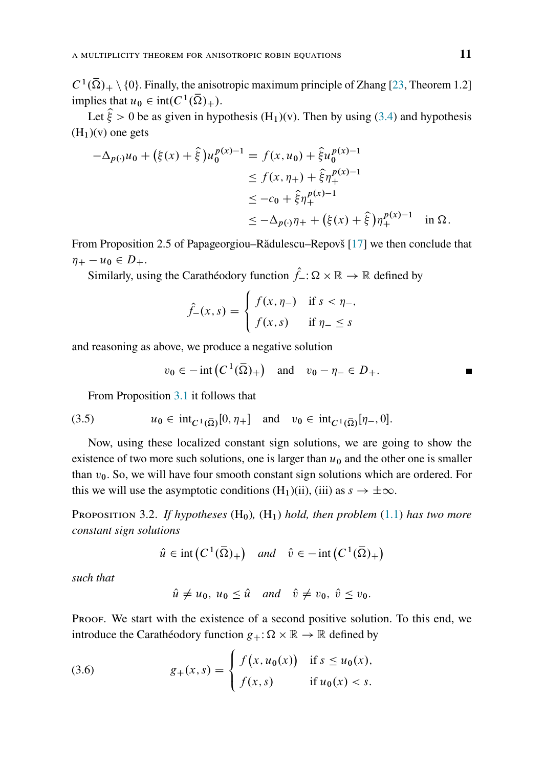$C^1(\overline{\Omega})_+ \setminus \{0\}$. Finally, the anisotropic maximum principle of Zhang [23, Theorem 1.2] implies that $u_0 \in \operatorname{int}(C^1(\overline{\Omega})_+)$.

Let $\widehat{\xi} > 0$ be as given in hypothesis (H$_1$)(v). Then by using (3.4) and hypothesis (H$_1$)(v) one gets

$$
\begin{aligned}
-\Delta_{p(\cdot)} u_0 + \big(\xi(x) + \widehat{\xi}\,\big) u_0^{p(x)-1} &= f(x, u_0) + \widehat{\xi} u_0^{p(x)-1} \\
&\leq f(x, \eta_+) + \widehat{\xi} \eta_+^{p(x)-1} \\
&\leq -c_0 + \widehat{\xi} \eta_+^{p(x)-1} \\
&\leq -\Delta_{p(\cdot)} \eta_+ + \big(\xi(x) + \widehat{\xi}\,\big) \eta_+^{p(x)-1} \quad \text{in } \Omega.
\end{aligned}
$$

From Proposition 2.5 of Papageorgiou–Rădulescu–Repovš [17] we then conclude that $\eta_+ - u_0 \in D_+$.

Similarly, using the Carathéodory function $\hat{f}_-\colon \Omega \times \mathbb{R} \to \mathbb{R}$ defined by

$$
\hat{f}_-(x, s) = \begin{cases} f(x, \eta_-) & \text{if } s < \eta_-, \\ f(x, s) & \text{if } \eta_- \leq s \end{cases}
$$

and reasoning as above, we produce a negative solution

$$
v_0 \in -\operatorname{int}\big(C^1(\overline{\Omega})_+\big) \quad \text{and} \quad v_0 - \eta_- \in D_+. \qquad \blacksquare
$$

From Proposition 3.1 it follows that

$$
u_0 \in \operatorname{int}_{C^1(\overline{\Omega})}[0, \eta_+] \quad \text{and} \quad v_0 \in \operatorname{int}_{C^1(\overline{\Omega})}[\eta_-, 0]. \tag{3.5}
$$

Now, using these localized constant sign solutions, we are going to show the existence of two more such solutions, one is larger than $u_0$ and the other one is smaller than $v_0$. So, we will have four smooth constant sign solutions which are ordered. For this we will use the asymptotic conditions (H$_1$)(ii), (iii) as $s \to \pm\infty$.

**Proposition 3.2.** *If hypotheses* (H$_0$), (H$_1$) *hold, then problem* (1.1) *has two more constant sign solutions*

$$
\hat{u} \in \operatorname{int}\big(C^1(\overline{\Omega})_+\big) \quad \textit{and} \quad \hat{v} \in -\operatorname{int}\big(C^1(\overline{\Omega})_+\big)
$$

*such that*

$$
\hat{u} \neq u_0,\ u_0 \leq \hat{u} \quad \textit{and} \quad \hat{v} \neq v_0,\ \hat{v} \leq v_0.
$$

**Proof.** We start with the existence of a second positive solution. To this end, we introduce the Carathéodory function $g_+\colon \Omega \times \mathbb{R} \to \mathbb{R}$ defined by

$$
g_+(x, s) = \begin{cases} f\big(x, u_0(x)\big) & \text{if } s \leq u_0(x), \\ f(x, s) & \text{if } u_0(x) < s. \end{cases} \tag{3.6}
$$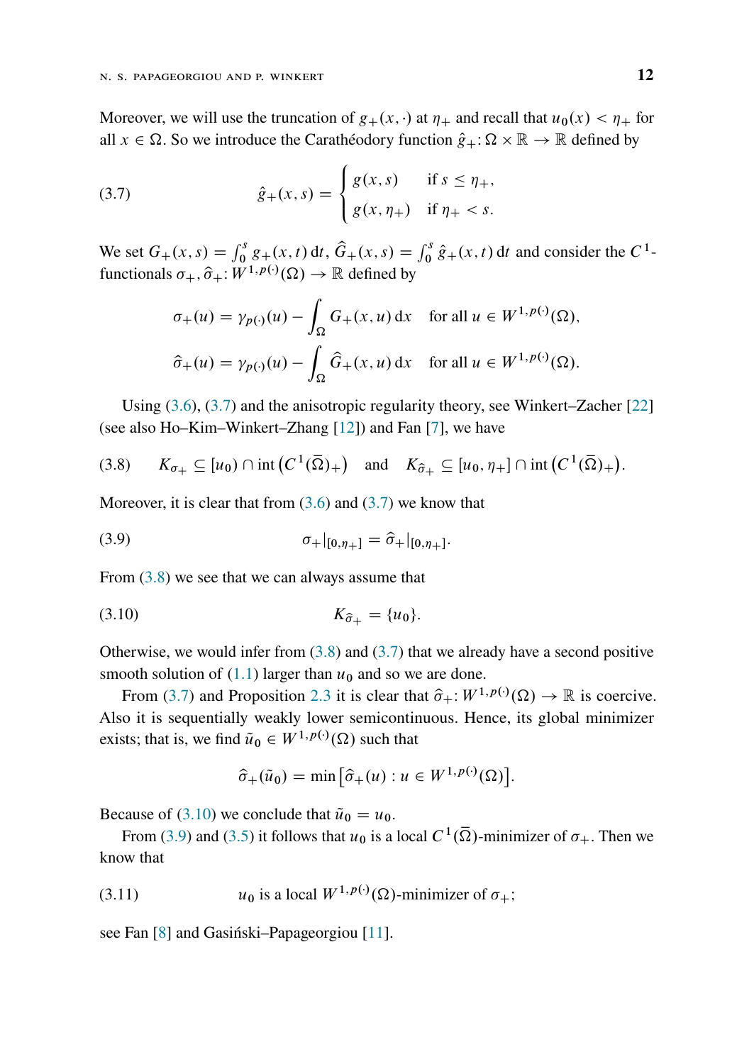Moreover, we will use the truncation of $g_+(x,\cdot)$ at $\eta_+$ and recall that $u_0(x) < \eta_+$ for all $x \in \Omega$. So we introduce the Carathéodory function $\hat{g}_+ \colon \Omega \times \mathbb{R} \to \mathbb{R}$ defined by

$$
\hat{g}_+(x,s) = \begin{cases} g(x,s) & \text{if } s \leq \eta_+, \\ g(x,\eta_+) & \text{if } \eta_+ < s. \end{cases} \tag{3.7}
$$

We set $G_+(x,s) = \int_0^s g_+(x,t)\,\mathrm{d}t$, $\widehat{G}_+(x,s) = \int_0^s \hat{g}_+(x,t)\,\mathrm{d}t$ and consider the $C^1$-functionals $\sigma_+, \widehat{\sigma}_+ \colon W^{1,p(\cdot)}(\Omega) \to \mathbb{R}$ defined by

$$
\sigma_+(u) = \gamma_{p(\cdot)}(u) - \int_\Omega G_+(x,u)\,\mathrm{d}x \quad \text{for all } u \in W^{1,p(\cdot)}(\Omega),
$$

$$
\widehat{\sigma}_+(u) = \gamma_{p(\cdot)}(u) - \int_\Omega \widehat{G}_+(x,u)\,\mathrm{d}x \quad \text{for all } u \in W^{1,p(\cdot)}(\Omega).
$$

Using (3.6), (3.7) and the anisotropic regularity theory, see Winkert–Zacher [22] (see also Ho–Kim–Winkert–Zhang [12]) and Fan [7], we have

$$
K_{\sigma_+} \subseteq [u_0) \cap \operatorname{int}\left(C^1(\overline{\Omega})_+\right) \quad \text{and} \quad K_{\widehat{\sigma}_+} \subseteq [u_0,\eta_+] \cap \operatorname{int}\left(C^1(\overline{\Omega})_+\right). \tag{3.8}
$$

Moreover, it is clear that from (3.6) and (3.7) we know that

$$
\sigma_+|_{[0,\eta_+]} = \widehat{\sigma}_+|_{[0,\eta_+]}. \tag{3.9}
$$

From (3.8) we see that we can always assume that

$$
K_{\widehat{\sigma}_+} = \{u_0\}. \tag{3.10}
$$

Otherwise, we would infer from (3.8) and (3.7) that we already have a second positive smooth solution of (1.1) larger than $u_0$ and so we are done.

From (3.7) and Proposition 2.3 it is clear that $\widehat{\sigma}_+ \colon W^{1,p(\cdot)}(\Omega) \to \mathbb{R}$ is coercive. Also it is sequentially weakly lower semicontinuous. Hence, its global minimizer exists; that is, we find $\tilde{u}_0 \in W^{1,p(\cdot)}(\Omega)$ such that

$$
\widehat{\sigma}_+(\tilde{u}_0) = \min\left[\widehat{\sigma}_+(u) : u \in W^{1,p(\cdot)}(\Omega)\right].
$$

Because of (3.10) we conclude that $\tilde{u}_0 = u_0$.

From (3.9) and (3.5) it follows that $u_0$ is a local $C^1(\overline{\Omega})$-minimizer of $\sigma_+$. Then we know that

$$
u_0 \text{ is a local } W^{1,p(\cdot)}(\Omega)\text{-minimizer of } \sigma_+; \tag{3.11}
$$

see Fan [8] and Gasiński–Papageorgiou [11].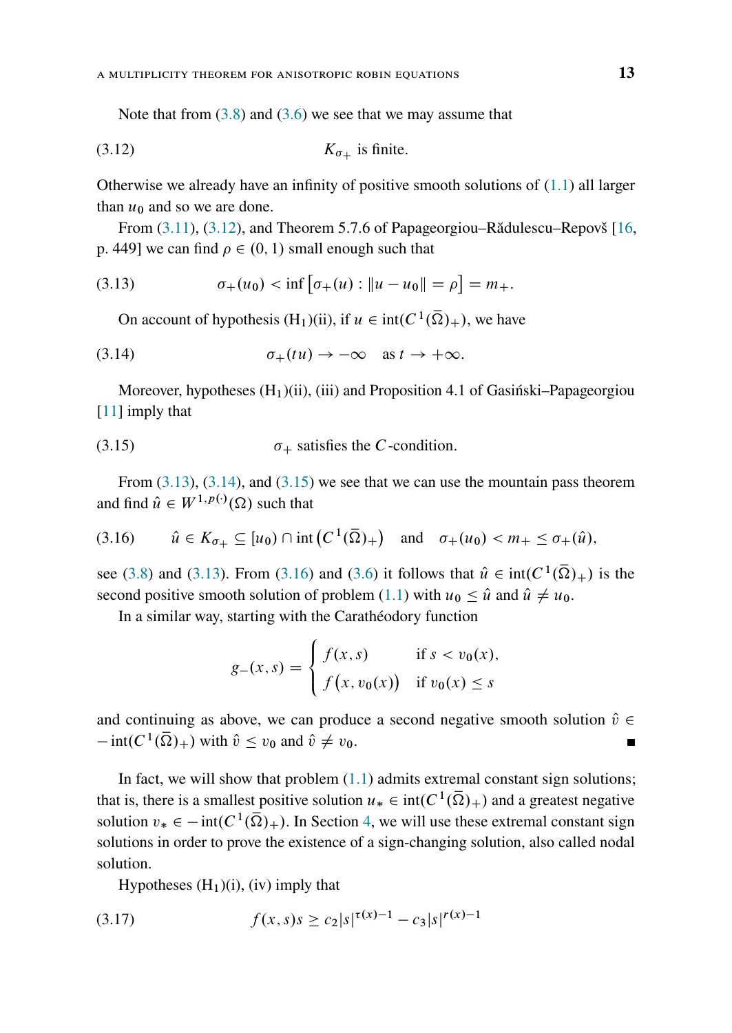Note that from (3.8) and (3.6) we see that we may assume that

$$K_{\sigma_+} \text{ is finite.} \tag{3.12}$$

Otherwise we already have an infinity of positive smooth solutions of (1.1) all larger than $u_0$ and so we are done.

From (3.11), (3.12), and Theorem 5.7.6 of Papageorgiou–Rădulescu–Repovš [16, p. 449] we can find $\rho \in (0,1)$ small enough such that

$$\sigma_+(u_0) < \inf\left[\sigma_+(u) : \|u - u_0\| = \rho\right] = m_+. \tag{3.13}$$

On account of hypothesis (H$_1$)(ii), if $u \in \operatorname{int}(C^1(\overline{\Omega})_+)$, we have

$$\sigma_+(tu) \to -\infty \quad \text{as } t \to +\infty. \tag{3.14}$$

Moreover, hypotheses (H$_1$)(ii), (iii) and Proposition 4.1 of Gasiński–Papageorgiou [11] imply that

$$\sigma_+ \text{ satisfies the } C\text{-condition.} \tag{3.15}$$

From (3.13), (3.14), and (3.15) we see that we can use the mountain pass theorem and find $\hat{u} \in W^{1,p(\cdot)}(\Omega)$ such that

$$\hat{u} \in K_{\sigma_+} \subseteq [u_0) \cap \operatorname{int}\left(C^1(\overline{\Omega})_+\right) \quad \text{and} \quad \sigma_+(u_0) < m_+ \le \sigma_+(\hat{u}), \tag{3.16}$$

see (3.8) and (3.13). From (3.16) and (3.6) it follows that $\hat{u} \in \operatorname{int}(C^1(\overline{\Omega})_+)$ is the second positive smooth solution of problem (1.1) with $u_0 \le \hat{u}$ and $\hat{u} \neq u_0$.

In a similar way, starting with the Carathéodory function

$$g_-(x,s) = \begin{cases} f(x,s) & \text{if } s < v_0(x), \\ f\big(x, v_0(x)\big) & \text{if } v_0(x) \le s \end{cases}$$

and continuing as above, we can produce a second negative smooth solution $\hat{v} \in -\operatorname{int}(C^1(\overline{\Omega})_+)$ with $\hat{v} \le v_0$ and $\hat{v} \neq v_0$. ∎

In fact, we will show that problem (1.1) admits extremal constant sign solutions; that is, there is a smallest positive solution $u_* \in \operatorname{int}(C^1(\overline{\Omega})_+)$ and a greatest negative solution $v_* \in -\operatorname{int}(C^1(\overline{\Omega})_+)$. In Section 4, we will use these extremal constant sign solutions in order to prove the existence of a sign-changing solution, also called nodal solution.

Hypotheses (H$_1$)(i), (iv) imply that

$$f(x,s)s \ge c_2|s|^{\tau(x)-1} - c_3|s|^{r(x)-1} \tag{3.17}$$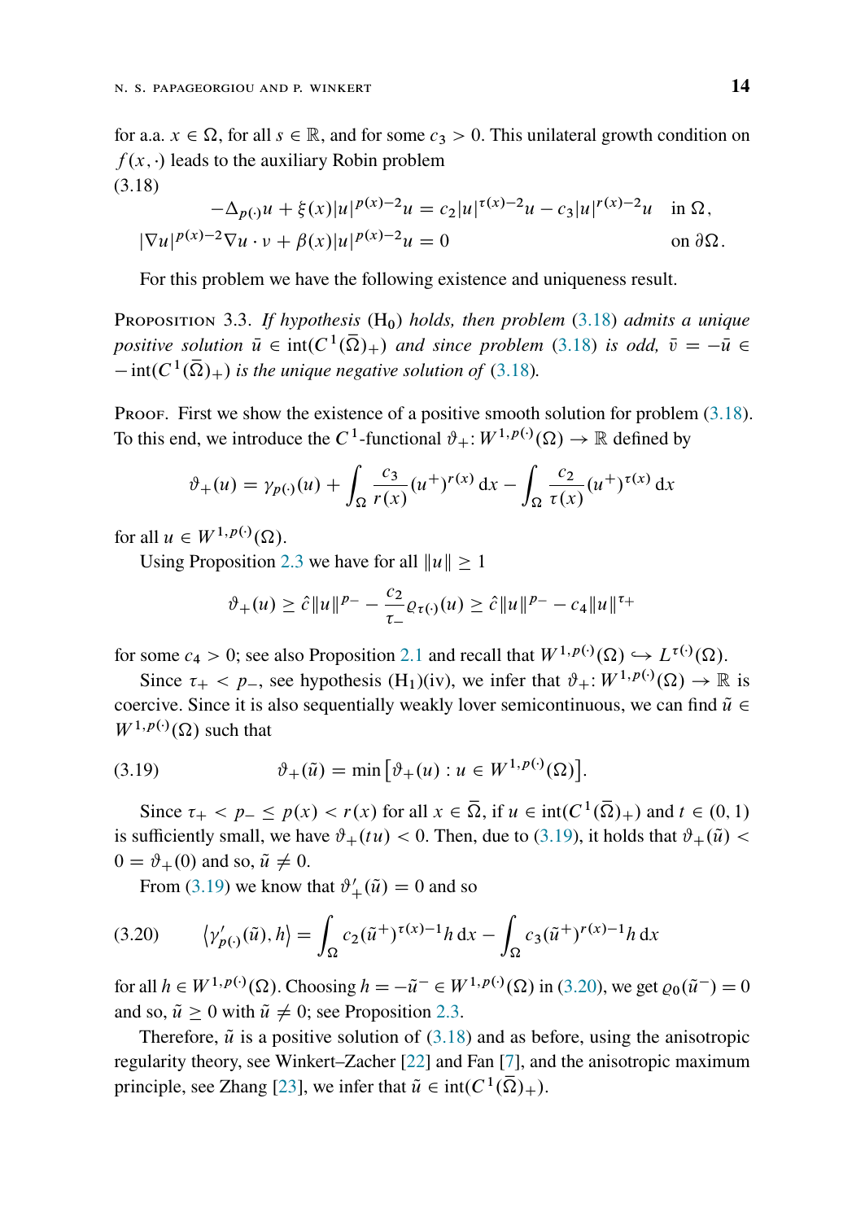for a.a. $x \in \Omega$, for all $s \in \mathbb{R}$, and for some $c_3 > 0$. This unilateral growth condition on $f(x, \cdot)$ leads to the auxiliary Robin problem

(3.18)
$$
\begin{aligned}
-\Delta_{p(\cdot)} u + \xi(x)|u|^{p(x)-2}u &= c_2|u|^{\tau(x)-2}u - c_3|u|^{r(x)-2}u \quad \text{in } \Omega,\\
|\nabla u|^{p(x)-2}\nabla u \cdot \nu + \beta(x)|u|^{p(x)-2}u &= 0 \quad \text{on } \partial\Omega.
\end{aligned}
$$

For this problem we have the following existence and uniqueness result.

Proposition 3.3. *If hypothesis* ($\mathrm{H}_0$) *holds, then problem* (3.18) *admits a unique positive solution* $\bar{u} \in \operatorname{int}(C^1(\overline{\Omega})_+)$ *and since problem* (3.18) *is odd,* $\bar{v} = -\bar{u} \in -\operatorname{int}(C^1(\overline{\Omega})_+)$ *is the unique negative solution of* (3.18)*.*

Proof. First we show the existence of a positive smooth solution for problem (3.18). To this end, we introduce the $C^1$-functional $\vartheta_+ \colon W^{1,p(\cdot)}(\Omega) \to \mathbb{R}$ defined by

$$
\vartheta_+(u) = \gamma_{p(\cdot)}(u) + \int_\Omega \frac{c_3}{r(x)}(u^+)^{r(x)}\,\mathrm{d}x - \int_\Omega \frac{c_2}{\tau(x)}(u^+)^{\tau(x)}\,\mathrm{d}x
$$

for all $u \in W^{1,p(\cdot)}(\Omega)$.

Using Proposition 2.3 we have for all $\|u\| \geq 1$

$$
\vartheta_+(u) \geq \hat{c}\|u\|^{p_-} - \frac{c_2}{\tau_-}\varrho_{\tau(\cdot)}(u) \geq \hat{c}\|u\|^{p_-} - c_4\|u\|^{\tau_+}
$$

for some $c_4 > 0$; see also Proposition 2.1 and recall that $W^{1,p(\cdot)}(\Omega) \hookrightarrow L^{\tau(\cdot)}(\Omega)$.

Since $\tau_+ < p_-$, see hypothesis ($\mathrm{H}_1$)(iv), we infer that $\vartheta_+ \colon W^{1,p(\cdot)}(\Omega) \to \mathbb{R}$ is coercive. Since it is also sequentially weakly lover semicontinuous, we can find $\tilde{u} \in W^{1,p(\cdot)}(\Omega)$ such that

$$
\vartheta_+(\tilde{u}) = \min\left[\vartheta_+(u) : u \in W^{1,p(\cdot)}(\Omega)\right]. \tag{3.19}
$$

Since $\tau_+ < p_- \leq p(x) < r(x)$ for all $x \in \overline{\Omega}$, if $u \in \operatorname{int}(C^1(\overline{\Omega})_+)$ and $t \in (0,1)$ is sufficiently small, we have $\vartheta_+(tu) < 0$. Then, due to (3.19), it holds that $\vartheta_+(\tilde{u}) < 0 = \vartheta_+(0)$ and so, $\tilde{u} \neq 0$.

From (3.19) we know that $\vartheta_+'(\tilde{u}) = 0$ and so

$$
\left\langle \gamma_{p(\cdot)}'(\tilde{u}), h\right\rangle = \int_\Omega c_2(\tilde{u}^+)^{\tau(x)-1}h\,\mathrm{d}x - \int_\Omega c_3(\tilde{u}^+)^{r(x)-1}h\,\mathrm{d}x \tag{3.20}
$$

for all $h \in W^{1,p(\cdot)}(\Omega)$. Choosing $h = -\tilde{u}^- \in W^{1,p(\cdot)}(\Omega)$ in (3.20), we get $\varrho_0(\tilde{u}^-) = 0$ and so, $\tilde{u} \geq 0$ with $\tilde{u} \neq 0$; see Proposition 2.3.

Therefore, $\tilde{u}$ is a positive solution of (3.18) and as before, using the anisotropic regularity theory, see Winkert–Zacher [22] and Fan [7], and the anisotropic maximum principle, see Zhang [23], we infer that $\tilde{u} \in \operatorname{int}(C^1(\overline{\Omega})_+)$.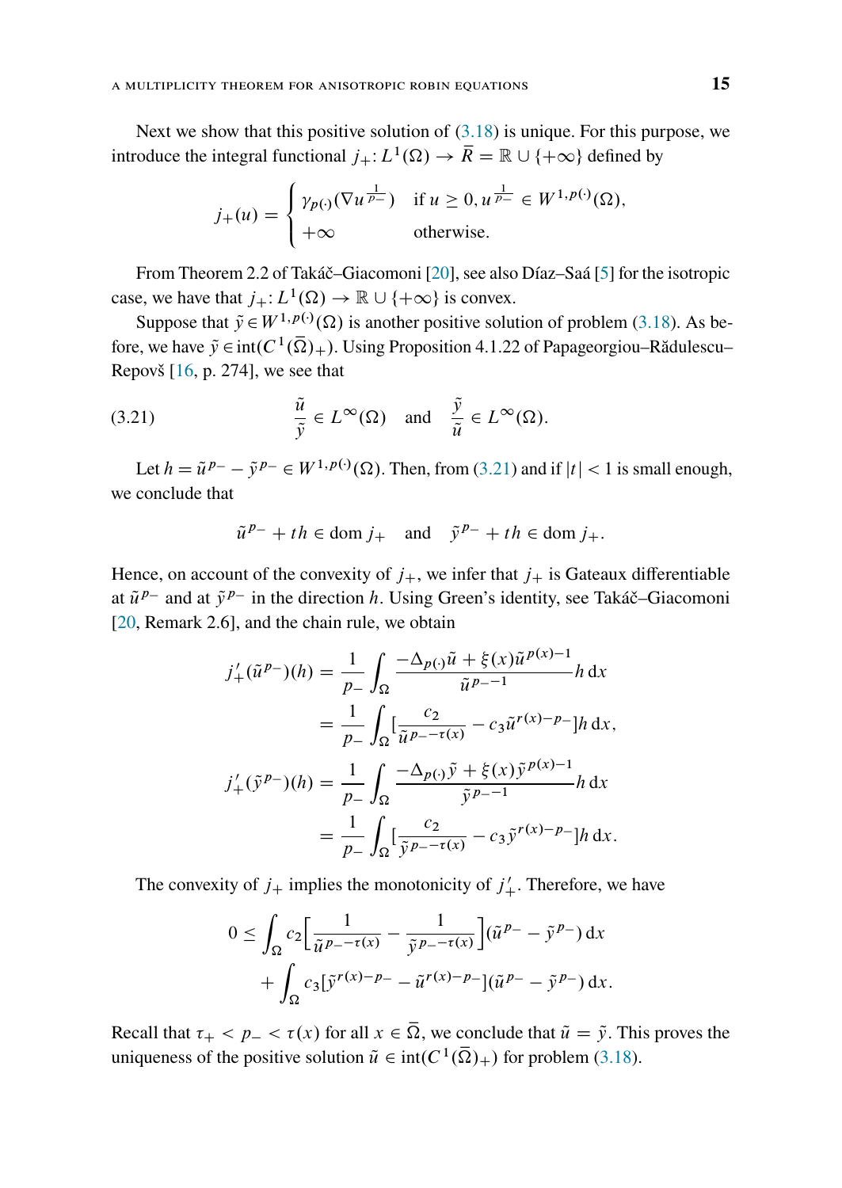Next we show that this positive solution of (3.18) is unique. For this purpose, we introduce the integral functional $j_+ \colon L^1(\Omega) \to \overline{R} = \mathbb{R} \cup \{+\infty\}$ defined by

$$j_+(u) = \begin{cases} \gamma_{p(\cdot)}(\nabla u^{\frac{1}{p_-}}) & \text{if } u \geq 0, u^{\frac{1}{p_-}} \in W^{1,p(\cdot)}(\Omega), \\ +\infty & \text{otherwise.} \end{cases}$$

From Theorem 2.2 of Takáč–Giacomoni [20], see also Díaz–Saá [5] for the isotropic case, we have that $j_+ \colon L^1(\Omega) \to \mathbb{R} \cup \{+\infty\}$ is convex.

Suppose that $\tilde{y} \in W^{1,p(\cdot)}(\Omega)$ is another positive solution of problem (3.18). As before, we have $\tilde{y} \in \operatorname{int}(C^1(\overline{\Omega})_+)$. Using Proposition 4.1.22 of Papageorgiou–Rădulescu–Repovš [16, p. 274], we see that

$$\frac{\tilde{u}}{\tilde{y}} \in L^\infty(\Omega) \quad \text{and} \quad \frac{\tilde{y}}{\tilde{u}} \in L^\infty(\Omega). \tag{3.21}$$

Let $h = \tilde{u}^{p_-} - \tilde{y}^{p_-} \in W^{1,p(\cdot)}(\Omega)$. Then, from (3.21) and if $|t| < 1$ is small enough, we conclude that

$$\tilde{u}^{p_-} + th \in \operatorname{dom} j_+ \quad \text{and} \quad \tilde{y}^{p_-} + th \in \operatorname{dom} j_+.$$

Hence, on account of the convexity of $j_+$, we infer that $j_+$ is Gateaux differentiable at $\tilde{u}^{p_-}$ and at $\tilde{y}^{p_-}$ in the direction $h$. Using Green's identity, see Takáč–Giacomoni [20, Remark 2.6], and the chain rule, we obtain

$$\begin{aligned}
j_+'(\tilde{u}^{p_-})(h) &= \frac{1}{p_-} \int_\Omega \frac{-\Delta_{p(\cdot)}\tilde{u} + \xi(x)\tilde{u}^{p(x)-1}}{\tilde{u}^{p_- -1}} h \,\mathrm{d}x \\
&= \frac{1}{p_-} \int_\Omega \Big[\frac{c_2}{\tilde{u}^{p_- - \tau(x)}} - c_3 \tilde{u}^{r(x)-p_-}\Big] h \,\mathrm{d}x, \\
j_+'(\tilde{y}^{p_-})(h) &= \frac{1}{p_-} \int_\Omega \frac{-\Delta_{p(\cdot)}\tilde{y} + \xi(x)\tilde{y}^{p(x)-1}}{\tilde{y}^{p_- -1}} h \,\mathrm{d}x \\
&= \frac{1}{p_-} \int_\Omega \Big[\frac{c_2}{\tilde{y}^{p_- - \tau(x)}} - c_3 \tilde{y}^{r(x)-p_-}\Big] h \,\mathrm{d}x.
\end{aligned}$$

The convexity of $j_+$ implies the monotonicity of $j_+'$. Therefore, we have

$$\begin{aligned}
0 &\leq \int_\Omega c_2 \Big[\frac{1}{\tilde{u}^{p_- - \tau(x)}} - \frac{1}{\tilde{y}^{p_- - \tau(x)}}\Big](\tilde{u}^{p_-} - \tilde{y}^{p_-}) \,\mathrm{d}x \\
&\quad + \int_\Omega c_3 [\tilde{y}^{r(x)-p_-} - \tilde{u}^{r(x)-p_-}](\tilde{u}^{p_-} - \tilde{y}^{p_-}) \,\mathrm{d}x.
\end{aligned}$$

Recall that $\tau_+ < p_- < \tau(x)$ for all $x \in \overline{\Omega}$, we conclude that $\tilde{u} = \tilde{y}$. This proves the uniqueness of the positive solution $\tilde{u} \in \operatorname{int}(C^1(\overline{\Omega})_+)$ for problem (3.18).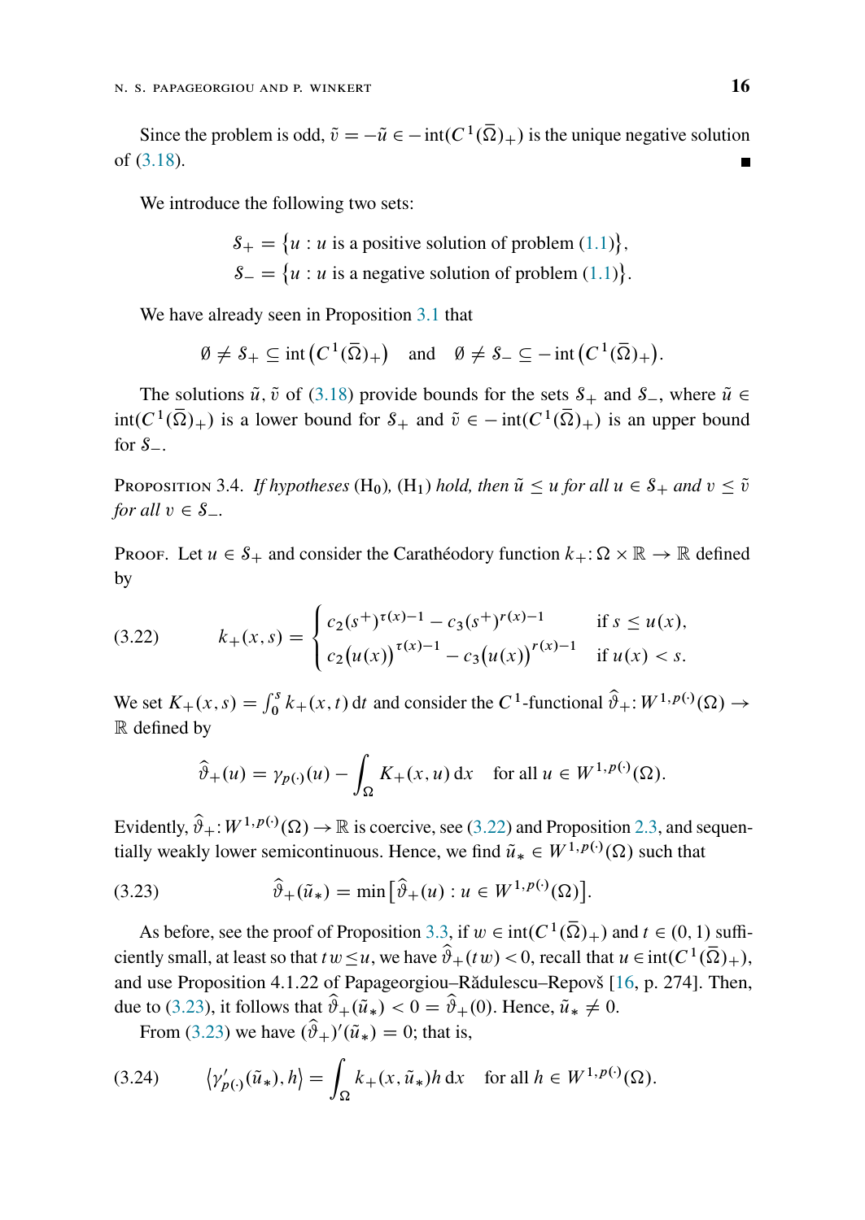Since the problem is odd, $\tilde{v} = -\tilde{u} \in -\operatorname{int}(C^1(\overline{\Omega})_+)$ is the unique negative solution of (3.18). ∎

We introduce the following two sets:

$$\mathcal{S}_+ = \{u : u \text{ is a positive solution of problem (1.1)}\},$$
$$\mathcal{S}_- = \{u : u \text{ is a negative solution of problem (1.1)}\}.$$

We have already seen in Proposition 3.1 that

$$\emptyset \neq \mathcal{S}_+ \subseteq \operatorname{int}\left(C^1(\overline{\Omega})_+\right) \quad \text{and} \quad \emptyset \neq \mathcal{S}_- \subseteq -\operatorname{int}\left(C^1(\overline{\Omega})_+\right).$$

The solutions $\tilde{u}, \tilde{v}$ of (3.18) provide bounds for the sets $\mathcal{S}_+$ and $\mathcal{S}_-$, where $\tilde{u} \in \operatorname{int}(C^1(\overline{\Omega})_+)$ is a lower bound for $\mathcal{S}_+$ and $\tilde{v} \in -\operatorname{int}(C^1(\overline{\Omega})_+)$ is an upper bound for $\mathcal{S}_-$.

Proposition 3.4. *If hypotheses* $(\mathrm{H}_0)$, $(\mathrm{H}_1)$ *hold, then* $\tilde{u} \leq u$ *for all* $u \in \mathcal{S}_+$ *and* $v \leq \tilde{v}$ *for all* $v \in \mathcal{S}_-$.

Proof. Let $u \in \mathcal{S}_+$ and consider the Carathéodory function $k_+ \colon \Omega \times \mathbb{R} \to \mathbb{R}$ defined by

$$k_+(x,s) = \begin{cases} c_2(s^+)^{\tau(x)-1} - c_3(s^+)^{r(x)-1} & \text{if } s \leq u(x), \\ c_2\big(u(x)\big)^{\tau(x)-1} - c_3\big(u(x)\big)^{r(x)-1} & \text{if } u(x) < s. \end{cases} \tag{3.22}$$

We set $K_+(x,s) = \int_0^s k_+(x,t)\,\mathrm{d}t$ and consider the $C^1$-functional $\hat{\vartheta}_+ \colon W^{1,p(\cdot)}(\Omega) \to \mathbb{R}$ defined by

$$\hat{\vartheta}_+(u) = \gamma_{p(\cdot)}(u) - \int_\Omega K_+(x,u)\,\mathrm{d}x \quad \text{for all } u \in W^{1,p(\cdot)}(\Omega).$$

Evidently, $\hat{\vartheta}_+ \colon W^{1,p(\cdot)}(\Omega) \to \mathbb{R}$ is coercive, see (3.22) and Proposition 2.3, and sequentially weakly lower semicontinuous. Hence, we find $\tilde{u}_* \in W^{1,p(\cdot)}(\Omega)$ such that

$$\hat{\vartheta}_+(\tilde{u}_*) = \min\left[\hat{\vartheta}_+(u) : u \in W^{1,p(\cdot)}(\Omega)\right]. \tag{3.23}$$

As before, see the proof of Proposition 3.3, if $w \in \operatorname{int}(C^1(\overline{\Omega})_+)$ and $t \in (0,1)$ sufficiently small, at least so that $tw \leq u$, we have $\hat{\vartheta}_+(tw) < 0$, recall that $u \in \operatorname{int}(C^1(\overline{\Omega})_+)$, and use Proposition 4.1.22 of Papageorgiou–Rădulescu–Repovš [16, p. 274]. Then, due to (3.23), it follows that $\hat{\vartheta}_+(\tilde{u}_*) < 0 = \hat{\vartheta}_+(0)$. Hence, $\tilde{u}_* \neq 0$.

From (3.23) we have $(\hat{\vartheta}_+)'(\tilde{u}_*) = 0$; that is,

$$\left\langle \gamma'_{p(\cdot)}(\tilde{u}_*), h\right\rangle = \int_\Omega k_+(x,\tilde{u}_*)h\,\mathrm{d}x \quad \text{for all } h \in W^{1,p(\cdot)}(\Omega). \tag{3.24}$$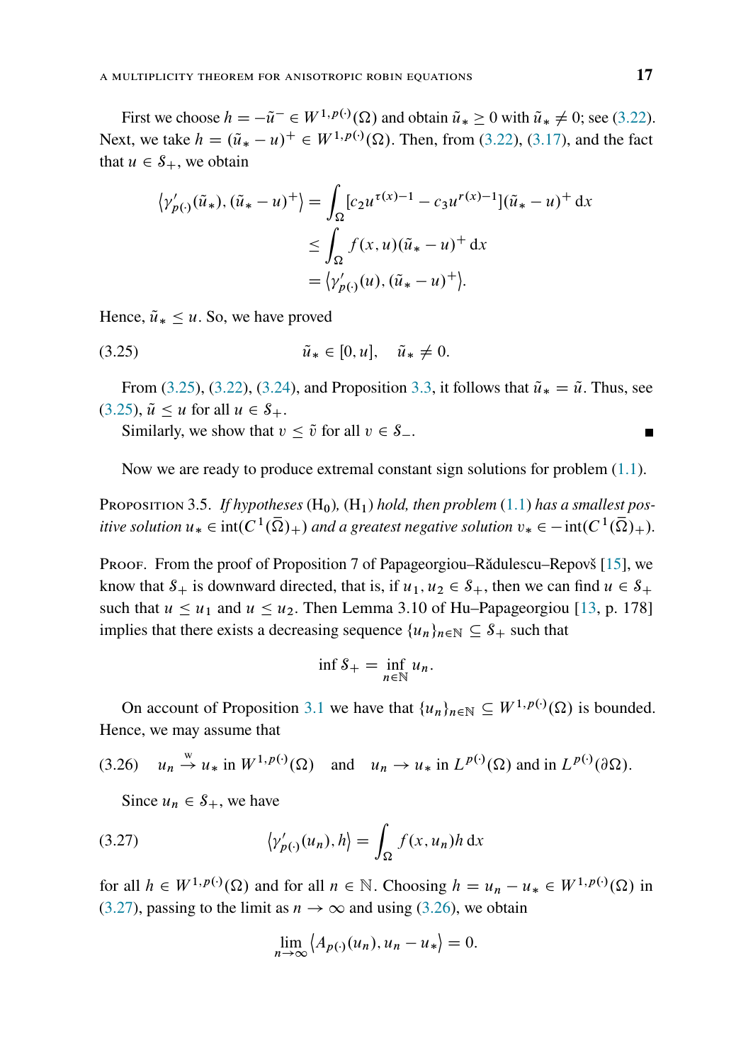First we choose $h = -\tilde{u}^- \in W^{1,p(\cdot)}(\Omega)$ and obtain $\tilde{u}_* \geq 0$ with $\tilde{u}_* \neq 0$; see (3.22). Next, we take $h = (\tilde{u}_* - u)^+ \in W^{1,p(\cdot)}(\Omega)$. Then, from (3.22), (3.17), and the fact that $u \in \mathcal{S}_+$, we obtain

$$
\begin{aligned}
\langle \gamma'_{p(\cdot)}(\tilde{u}_*), (\tilde{u}_* - u)^+ \rangle &= \int_\Omega [c_2 u^{\tau(x)-1} - c_3 u^{r(x)-1}](\tilde{u}_* - u)^+ \, \mathrm{d}x \\
&\leq \int_\Omega f(x,u)(\tilde{u}_* - u)^+ \, \mathrm{d}x \\
&= \langle \gamma'_{p(\cdot)}(u), (\tilde{u}_* - u)^+ \rangle.
\end{aligned}
$$

Hence, $\tilde{u}_* \leq u$. So, we have proved

$$
\tilde{u}_* \in [0, u], \quad \tilde{u}_* \neq 0. \tag{3.25}
$$

From (3.25), (3.22), (3.24), and Proposition 3.3, it follows that $\tilde{u}_* = \tilde{u}$. Thus, see (3.25), $\tilde{u} \leq u$ for all $u \in \mathcal{S}_+$.

Similarly, we show that $v \leq \tilde{v}$ for all $v \in \mathcal{S}_-$. ∎

Now we are ready to produce extremal constant sign solutions for problem (1.1).

**Proposition 3.5.** *If hypotheses* $(\mathrm{H}_0)$, $(\mathrm{H}_1)$ *hold, then problem* (1.1) *has a smallest positive solution* $u_* \in \operatorname{int}(C^1(\overline{\Omega})_+)$ *and a greatest negative solution* $v_* \in -\operatorname{int}(C^1(\overline{\Omega})_+)$.

*Proof.* From the proof of Proposition 7 of Papageorgiou–Rădulescu–Repovš [15], we know that $\mathcal{S}_+$ is downward directed, that is, if $u_1, u_2 \in \mathcal{S}_+$, then we can find $u \in \mathcal{S}_+$ such that $u \leq u_1$ and $u \leq u_2$. Then Lemma 3.10 of Hu–Papageorgiou [13, p. 178] implies that there exists a decreasing sequence $\{u_n\}_{n\in\mathbb{N}} \subseteq \mathcal{S}_+$ such that

$$
\inf \mathcal{S}_+ = \inf_{n\in\mathbb{N}} u_n.
$$

On account of Proposition 3.1 we have that $\{u_n\}_{n\in\mathbb{N}} \subseteq W^{1,p(\cdot)}(\Omega)$ is bounded. Hence, we may assume that

$$
u_n \overset{\mathrm{w}}{\to} u_* \text{ in } W^{1,p(\cdot)}(\Omega) \quad \text{and} \quad u_n \to u_* \text{ in } L^{p(\cdot)}(\Omega) \text{ and in } L^{p(\cdot)}(\partial\Omega). \tag{3.26}
$$

Since $u_n \in \mathcal{S}_+$, we have

$$
\langle \gamma'_{p(\cdot)}(u_n), h \rangle = \int_\Omega f(x, u_n) h \, \mathrm{d}x \tag{3.27}
$$

for all $h \in W^{1,p(\cdot)}(\Omega)$ and for all $n \in \mathbb{N}$. Choosing $h = u_n - u_* \in W^{1,p(\cdot)}(\Omega)$ in (3.27), passing to the limit as $n \to \infty$ and using (3.26), we obtain

$$
\lim_{n\to\infty} \langle A_{p(\cdot)}(u_n), u_n - u_* \rangle = 0.
$$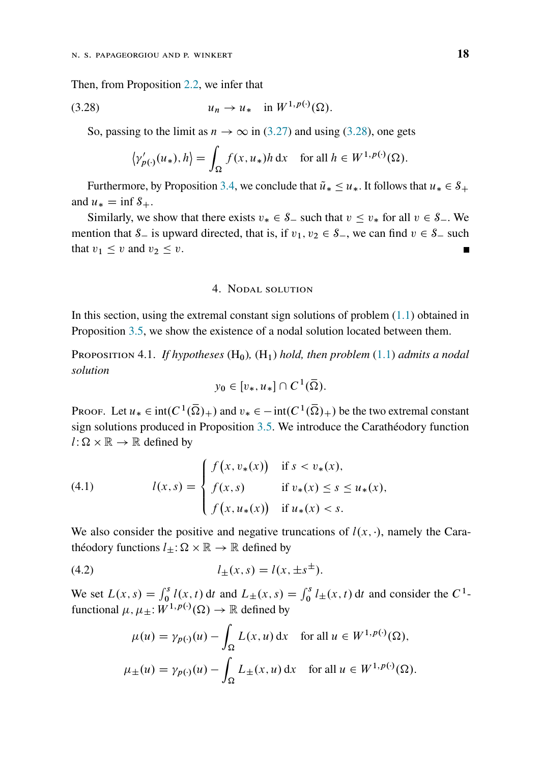Then, from Proposition 2.2, we infer that

$$u_n \to u_* \quad \text{in } W^{1,p(\cdot)}(\Omega). \tag{3.28}$$

So, passing to the limit as $n \to \infty$ in (3.27) and using (3.28), one gets

$$\left\langle \gamma'_{p(\cdot)}(u_*), h \right\rangle = \int_\Omega f(x, u_*) h \,\mathrm{d}x \quad \text{for all } h \in W^{1,p(\cdot)}(\Omega).$$

Furthermore, by Proposition 3.4, we conclude that $\tilde{u}_* \leq u_*$. It follows that $u_* \in \mathcal{S}_+$ and $u_* = \inf \mathcal{S}_+$.

Similarly, we show that there exists $v_* \in \mathcal{S}_-$ such that $v \leq v_*$ for all $v \in \mathcal{S}_-$. We mention that $\mathcal{S}_-$ is upward directed, that is, if $v_1, v_2 \in \mathcal{S}_-$, we can find $v \in \mathcal{S}_-$ such that $v_1 \leq v$ and $v_2 \leq v$. ∎

## 4. Nodal solution

In this section, using the extremal constant sign solutions of problem (1.1) obtained in Proposition 3.5, we show the existence of a nodal solution located between them.

**Proposition 4.1.** *If hypotheses* $(\mathrm{H}_0)$, $(\mathrm{H}_1)$ *hold, then problem* (1.1) *admits a nodal solution*

$$y_0 \in [v_*, u_*] \cap C^1(\overline{\Omega}).$$

**Proof.** Let $u_* \in \operatorname{int}(C^1(\overline{\Omega})_+)$ and $v_* \in -\operatorname{int}(C^1(\overline{\Omega})_+)$ be the two extremal constant sign solutions produced in Proposition 3.5. We introduce the Carathéodory function $l \colon \Omega \times \mathbb{R} \to \mathbb{R}$ defined by

$$l(x,s) = \begin{cases} f\big(x, v_*(x)\big) & \text{if } s < v_*(x), \\ f(x,s) & \text{if } v_*(x) \leq s \leq u_*(x), \\ f\big(x, u_*(x)\big) & \text{if } u_*(x) < s. \end{cases} \tag{4.1}$$

We also consider the positive and negative truncations of $l(x, \cdot)$, namely the Carathéodory functions $l_\pm \colon \Omega \times \mathbb{R} \to \mathbb{R}$ defined by

$$l_\pm(x,s) = l(x, \pm s^\pm). \tag{4.2}$$

We set $L(x,s) = \int_0^s l(x,t)\,\mathrm{d}t$ and $L_\pm(x,s) = \int_0^s l_\pm(x,t)\,\mathrm{d}t$ and consider the $C^1$-functional $\mu, \mu_\pm \colon W^{1,p(\cdot)}(\Omega) \to \mathbb{R}$ defined by

$$\mu(u) = \gamma_{p(\cdot)}(u) - \int_\Omega L(x,u)\,\mathrm{d}x \quad \text{for all } u \in W^{1,p(\cdot)}(\Omega),$$

$$\mu_\pm(u) = \gamma_{p(\cdot)}(u) - \int_\Omega L_\pm(x,u)\,\mathrm{d}x \quad \text{for all } u \in W^{1,p(\cdot)}(\Omega).$$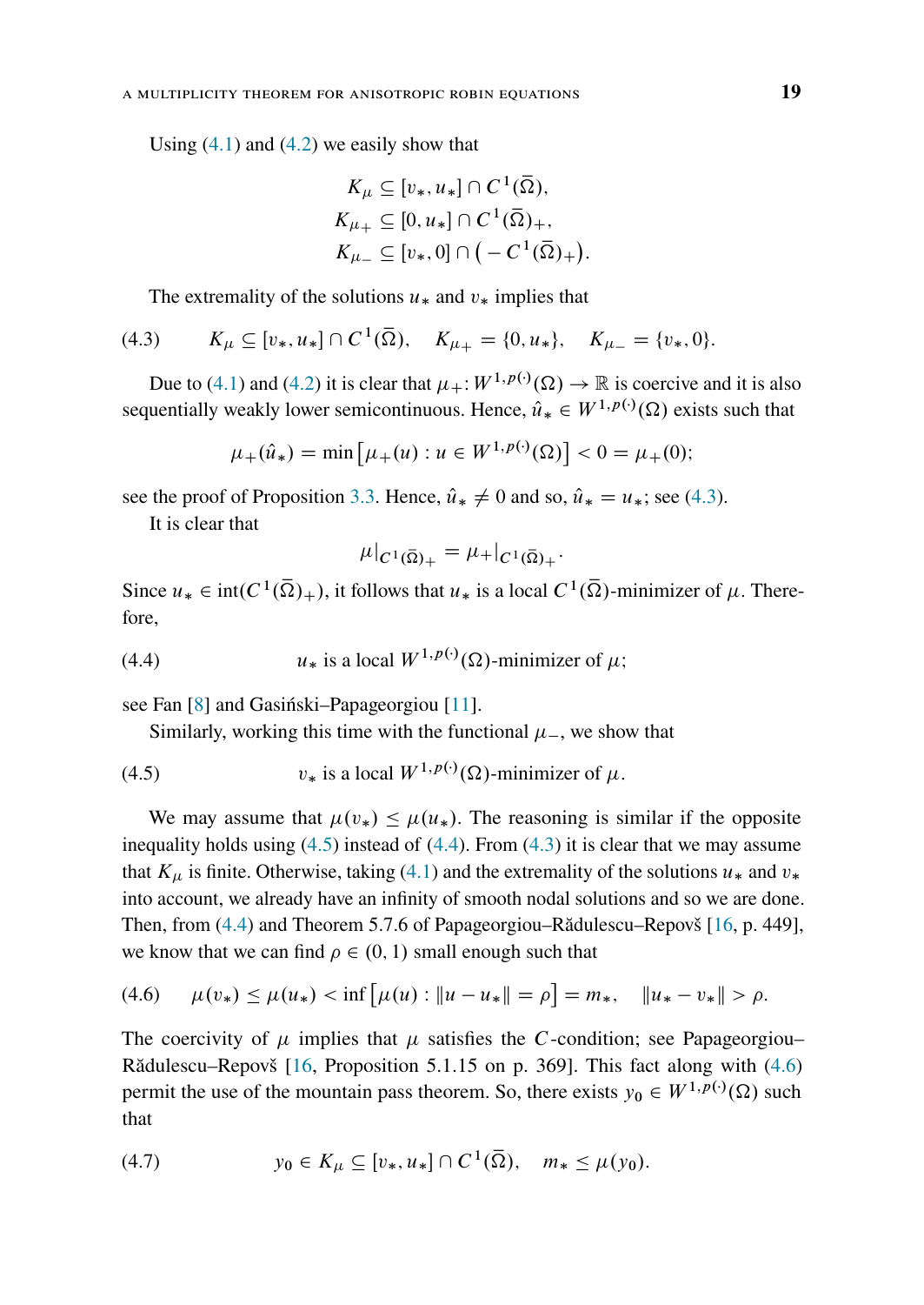Using (4.1) and (4.2) we easily show that

$$
\begin{aligned}
K_\mu &\subseteq [v_*, u_*] \cap C^1(\overline{\Omega}),\\
K_{\mu_+} &\subseteq [0, u_*] \cap C^1(\overline{\Omega})_+,\\
K_{\mu_-} &\subseteq [v_*, 0] \cap \big(-C^1(\overline{\Omega})_+\big).
\end{aligned}
$$

The extremality of the solutions $u_*$ and $v_*$ implies that

$$
K_\mu \subseteq [v_*, u_*] \cap C^1(\overline{\Omega}), \quad K_{\mu_+} = \{0, u_*\}, \quad K_{\mu_-} = \{v_*, 0\}. \tag{4.3}
$$

Due to (4.1) and (4.2) it is clear that $\mu_+ \colon W^{1,p(\cdot)}(\Omega) \to \mathbb{R}$ is coercive and it is also sequentially weakly lower semicontinuous. Hence, $\hat{u}_* \in W^{1,p(\cdot)}(\Omega)$ exists such that

$$
\mu_+(\hat{u}_*) = \min\big[\mu_+(u) : u \in W^{1,p(\cdot)}(\Omega)\big] < 0 = \mu_+(0);
$$

see the proof of Proposition 3.3. Hence, $\hat{u}_* \neq 0$ and so, $\hat{u}_* = u_*$; see (4.3).

It is clear that

$$
\mu|_{C^1(\overline{\Omega})_+} = \mu_+|_{C^1(\overline{\Omega})_+}.
$$

Since $u_* \in \operatorname{int}(C^1(\overline{\Omega})_+)$, it follows that $u_*$ is a local $C^1(\overline{\Omega})$-minimizer of $\mu$. Therefore,

$$
u_* \text{ is a local } W^{1,p(\cdot)}(\Omega)\text{-minimizer of } \mu; \tag{4.4}
$$

see Fan [8] and Gasiński–Papageorgiou [11].

Similarly, working this time with the functional $\mu_-$, we show that

$$
v_* \text{ is a local } W^{1,p(\cdot)}(\Omega)\text{-minimizer of } \mu. \tag{4.5}
$$

We may assume that $\mu(v_*) \leq \mu(u_*)$. The reasoning is similar if the opposite inequality holds using (4.5) instead of (4.4). From (4.3) it is clear that we may assume that $K_\mu$ is finite. Otherwise, taking (4.1) and the extremality of the solutions $u_*$ and $v_*$ into account, we already have an infinity of smooth nodal solutions and so we are done. Then, from (4.4) and Theorem 5.7.6 of Papageorgiou–Rădulescu–Repovš [16, p. 449], we know that we can find $\rho \in (0,1)$ small enough such that

$$
\mu(v_*) \leq \mu(u_*) < \inf\big[\mu(u) : \|u - u_*\| = \rho\big] = m_*, \quad \|u_* - v_*\| > \rho. \tag{4.6}
$$

The coercivity of $\mu$ implies that $\mu$ satisfies the $C$-condition; see Papageorgiou–Rădulescu–Repovš [16, Proposition 5.1.15 on p. 369]. This fact along with (4.6) permit the use of the mountain pass theorem. So, there exists $y_0 \in W^{1,p(\cdot)}(\Omega)$ such that

$$
y_0 \in K_\mu \subseteq [v_*, u_*] \cap C^1(\overline{\Omega}), \quad m_* \leq \mu(y_0). \tag{4.7}
$$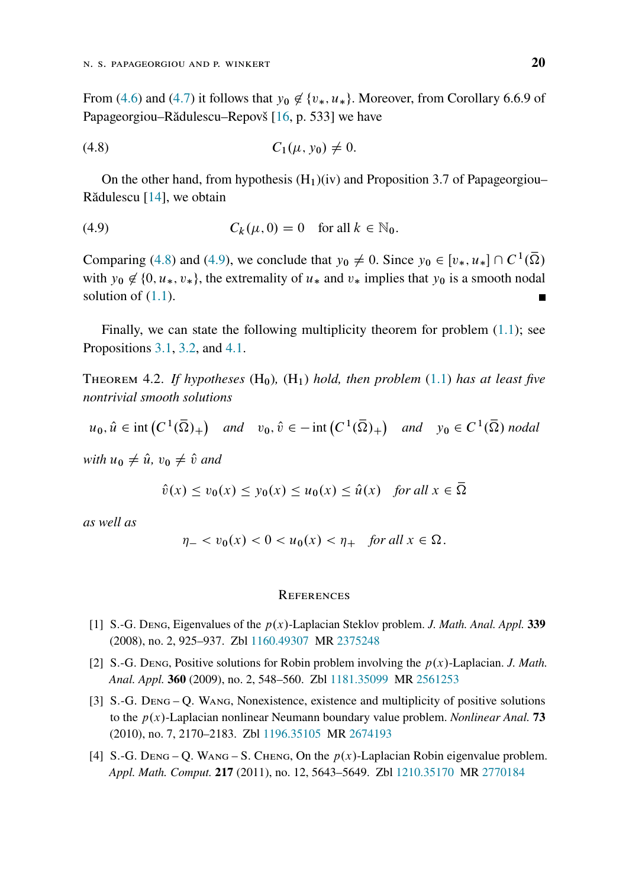From (4.6) and (4.7) it follows that $y_0 \notin \{v_*, u_*\}$. Moreover, from Corollary 6.6.9 of Papageorgiou–Rădulescu–Repovš [16, p. 533] we have

$$C_1(\mu, y_0) \neq 0. \tag{4.8}$$

On the other hand, from hypothesis (H$_1$)(iv) and Proposition 3.7 of Papageorgiou–Rădulescu [14], we obtain

$$C_k(\mu, 0) = 0 \quad \text{for all } k \in \mathbb{N}_0. \tag{4.9}$$

Comparing (4.8) and (4.9), we conclude that $y_0 \neq 0$. Since $y_0 \in [v_*, u_*] \cap C^1(\bar{\Omega})$ with $y_0 \notin \{0, u_*, v_*\}$, the extremality of $u_*$ and $v_*$ implies that $y_0$ is a smooth nodal solution of (1.1). ∎

Finally, we can state the following multiplicity theorem for problem (1.1); see Propositions 3.1, 3.2, and 4.1.

Theorem 4.2. *If hypotheses* (H$_0$), (H$_1$) *hold, then problem* (1.1) *has at least five nontrivial smooth solutions*

$$u_0, \hat{u} \in \operatorname{int}\left(C^1(\bar{\Omega})_+\right) \quad \textit{and} \quad v_0, \hat{v} \in -\operatorname{int}\left(C^1(\bar{\Omega})_+\right) \quad \textit{and} \quad y_0 \in C^1(\bar{\Omega}) \textit{ nodal}$$

*with* $u_0 \neq \hat{u}$, $v_0 \neq \hat{v}$ *and*

$$\hat{v}(x) \leq v_0(x) \leq y_0(x) \leq u_0(x) \leq \hat{u}(x) \quad \textit{for all } x \in \bar{\Omega}$$

*as well as*

$$\eta_- < v_0(x) < 0 < u_0(x) < \eta_+ \quad \textit{for all } x \in \Omega.$$

## References

[1] S.-G. Deng, Eigenvalues of the $p(x)$-Laplacian Steklov problem. *J. Math. Anal. Appl.* **339** (2008), no. 2, 925–937. Zbl 1160.49307 MR 2375248

[2] S.-G. Deng, Positive solutions for Robin problem involving the $p(x)$-Laplacian. *J. Math. Anal. Appl.* **360** (2009), no. 2, 548–560. Zbl 1181.35099 MR 2561253

[3] S.-G. Deng – Q. Wang, Nonexistence, existence and multiplicity of positive solutions to the $p(x)$-Laplacian nonlinear Neumann boundary value problem. *Nonlinear Anal.* **73** (2010), no. 7, 2170–2183. Zbl 1196.35105 MR 2674193

[4] S.-G. Deng – Q. Wang – S. Cheng, On the $p(x)$-Laplacian Robin eigenvalue problem. *Appl. Math. Comput.* **217** (2011), no. 12, 5643–5649. Zbl 1210.35170 MR 2770184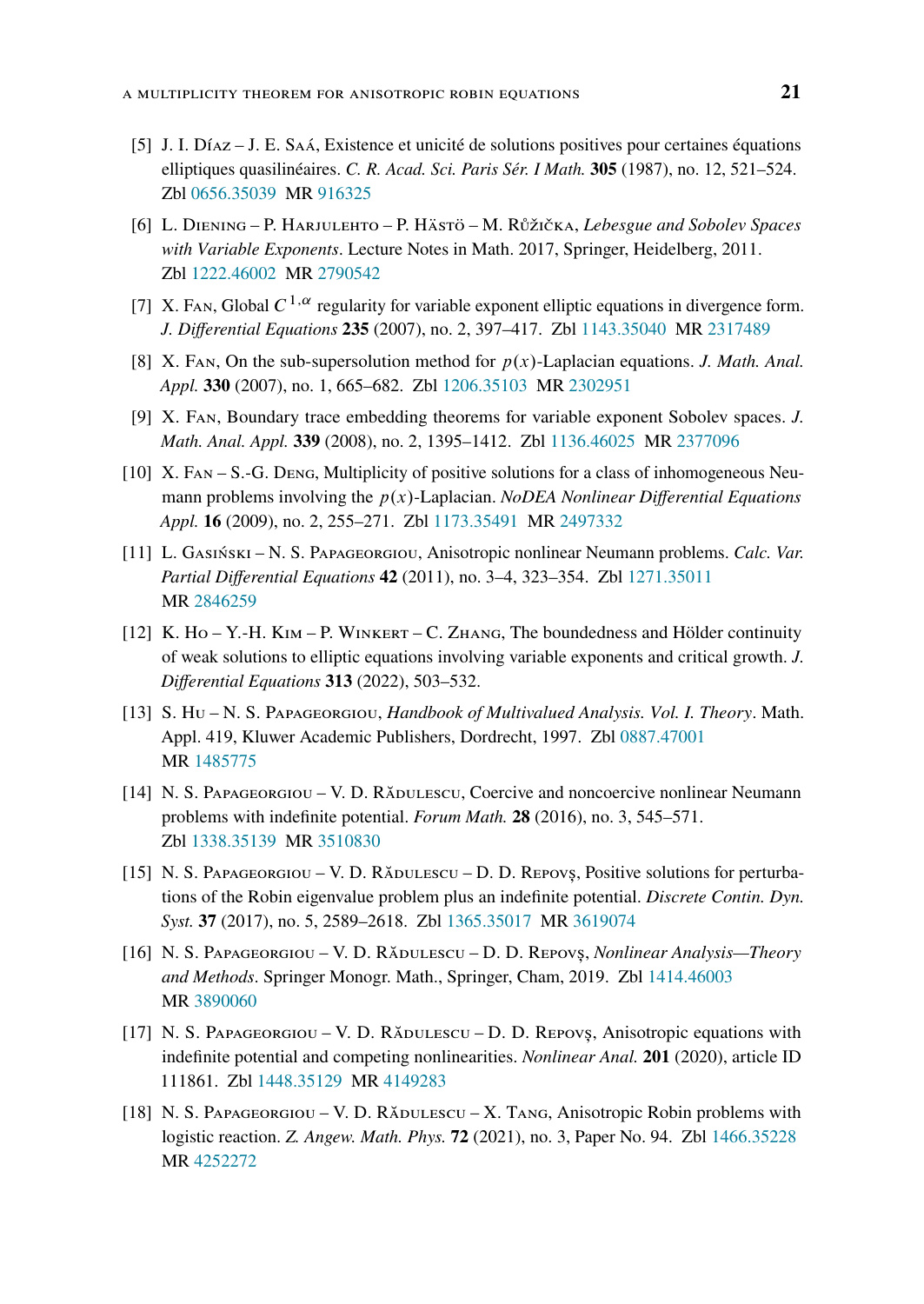[5] J. I. Díaz – J. E. Saá, Existence et unicité de solutions positives pour certaines équations elliptiques quasilinéaires. *C. R. Acad. Sci. Paris Sér. I Math.* **305** (1987), no. 12, 521–524. Zbl 0656.35039 MR 916325

[6] L. Diening – P. Harjulehto – P. Hästö – M. Růžička, *Lebesgue and Sobolev Spaces with Variable Exponents*. Lecture Notes in Math. 2017, Springer, Heidelberg, 2011. Zbl 1222.46002 MR 2790542

[7] X. Fan, Global $C^{1,\alpha}$ regularity for variable exponent elliptic equations in divergence form. *J. Differential Equations* **235** (2007), no. 2, 397–417. Zbl 1143.35040 MR 2317489

[8] X. Fan, On the sub-supersolution method for $p(x)$-Laplacian equations. *J. Math. Anal. Appl.* **330** (2007), no. 1, 665–682. Zbl 1206.35103 MR 2302951

[9] X. Fan, Boundary trace embedding theorems for variable exponent Sobolev spaces. *J. Math. Anal. Appl.* **339** (2008), no. 2, 1395–1412. Zbl 1136.46025 MR 2377096

[10] X. Fan – S.-G. Deng, Multiplicity of positive solutions for a class of inhomogeneous Neumann problems involving the $p(x)$-Laplacian. *NoDEA Nonlinear Differential Equations Appl.* **16** (2009), no. 2, 255–271. Zbl 1173.35491 MR 2497332

[11] L. Gasiński – N. S. Papageorgiou, Anisotropic nonlinear Neumann problems. *Calc. Var. Partial Differential Equations* **42** (2011), no. 3–4, 323–354. Zbl 1271.35011 MR 2846259

[12] K. Ho – Y.-H. Kim – P. Winkert – C. Zhang, The boundedness and Hölder continuity of weak solutions to elliptic equations involving variable exponents and critical growth. *J. Differential Equations* **313** (2022), 503–532.

[13] S. Hu – N. S. Papageorgiou, *Handbook of Multivalued Analysis. Vol. I. Theory*. Math. Appl. 419, Kluwer Academic Publishers, Dordrecht, 1997. Zbl 0887.47001 MR 1485775

[14] N. S. Papageorgiou – V. D. Rădulescu, Coercive and noncoercive nonlinear Neumann problems with indefinite potential. *Forum Math.* **28** (2016), no. 3, 545–571. Zbl 1338.35139 MR 3510830

[15] N. S. Papageorgiou – V. D. Rădulescu – D. D. Repovş, Positive solutions for perturbations of the Robin eigenvalue problem plus an indefinite potential. *Discrete Contin. Dyn. Syst.* **37** (2017), no. 5, 2589–2618. Zbl 1365.35017 MR 3619074

[16] N. S. Papageorgiou – V. D. Rădulescu – D. D. Repovş, *Nonlinear Analysis—Theory and Methods*. Springer Monogr. Math., Springer, Cham, 2019. Zbl 1414.46003 MR 3890060

[17] N. S. Papageorgiou – V. D. Rădulescu – D. D. Repovş, Anisotropic equations with indefinite potential and competing nonlinearities. *Nonlinear Anal.* **201** (2020), article ID 111861. Zbl 1448.35129 MR 4149283

[18] N. S. Papageorgiou – V. D. Rădulescu – X. Tang, Anisotropic Robin problems with logistic reaction. *Z. Angew. Math. Phys.* **72** (2021), no. 3, Paper No. 94. Zbl 1466.35228 MR 4252272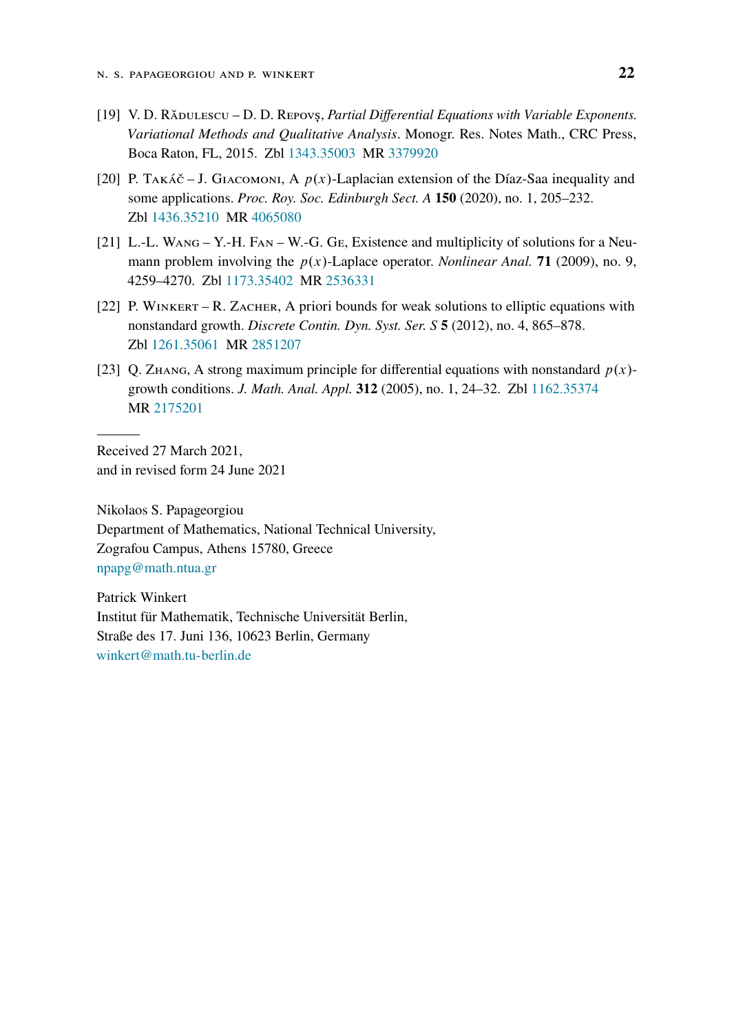[19] V. D. Rădulescu – D. D. Repovš, *Partial Differential Equations with Variable Exponents. Variational Methods and Qualitative Analysis*. Monogr. Res. Notes Math., CRC Press, Boca Raton, FL, 2015. Zbl 1343.35003 MR 3379920

[20] P. Takáč – J. Giacomoni, A $p(x)$-Laplacian extension of the Díaz-Saa inequality and some applications. *Proc. Roy. Soc. Edinburgh Sect. A* **150** (2020), no. 1, 205–232. Zbl 1436.35210 MR 4065080

[21] L.-L. Wang – Y.-H. Fan – W.-G. Ge, Existence and multiplicity of solutions for a Neumann problem involving the $p(x)$-Laplace operator. *Nonlinear Anal.* **71** (2009), no. 9, 4259–4270. Zbl 1173.35402 MR 2536331

[22] P. Winkert – R. Zacher, A priori bounds for weak solutions to elliptic equations with nonstandard growth. *Discrete Contin. Dyn. Syst. Ser. S* **5** (2012), no. 4, 865–878. Zbl 1261.35061 MR 2851207

[23] Q. Zhang, A strong maximum principle for differential equations with nonstandard $p(x)$-growth conditions. *J. Math. Anal. Appl.* **312** (2005), no. 1, 24–32. Zbl 1162.35374 MR 2175201

---

Received 27 March 2021,
and in revised form 24 June 2021

Nikolaos S. Papageorgiou
Department of Mathematics, National Technical University,
Zografou Campus, Athens 15780, Greece
npapg@math.ntua.gr

Patrick Winkert
Institut für Mathematik, Technische Universität Berlin,
Straße des 17. Juni 136, 10623 Berlin, Germany
winkert@math.tu-berlin.de